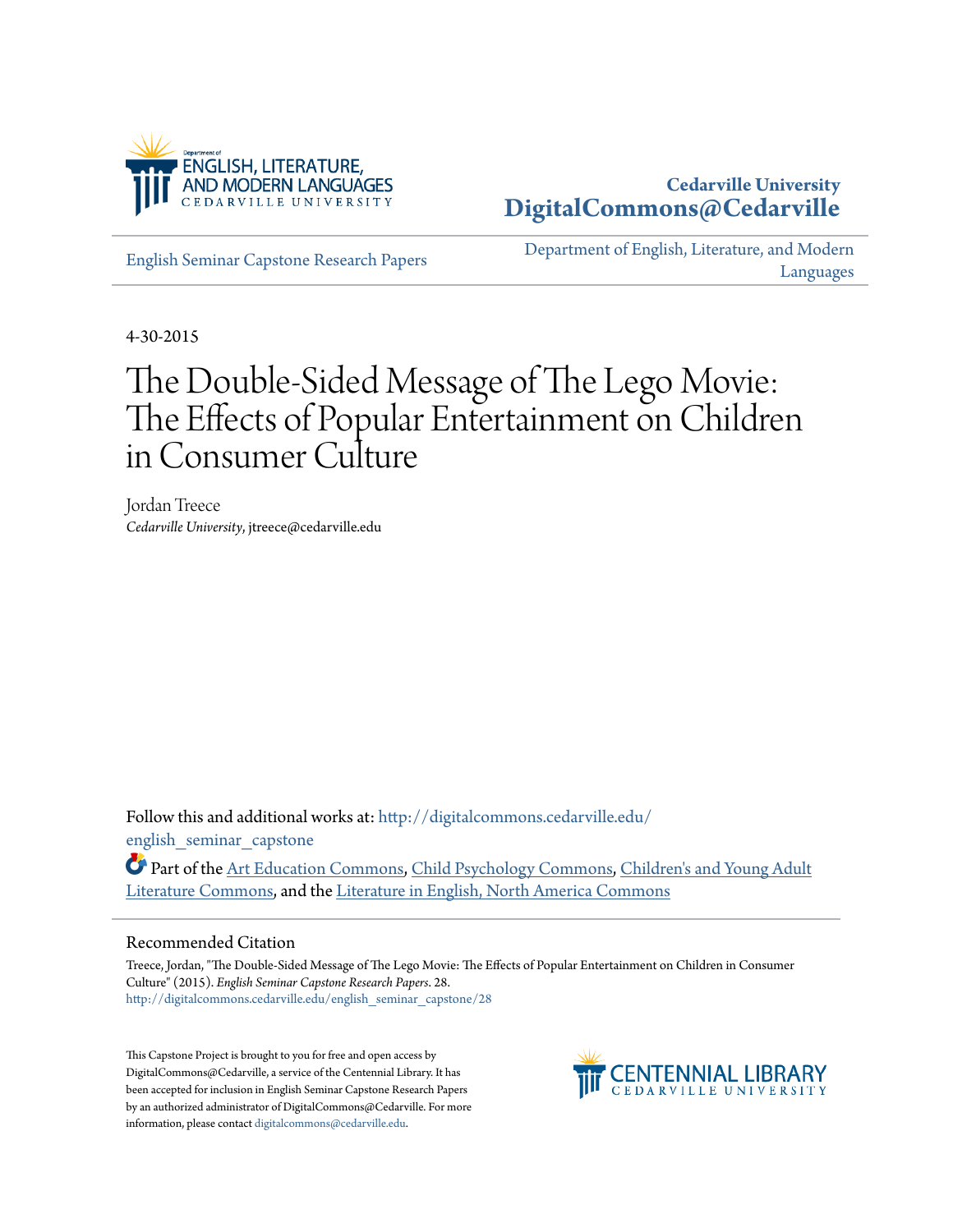Department of ENGLISH, LITERATURE, AND MODERN LANGUAGES
CEDARVILLE UNIVERSITY

**Cedarville University**
**DigitalCommons@Cedarville**

English Seminar Capstone Research Papers

Department of English, Literature, and Modern Languages

4-30-2015

# The Double-Sided Message of The Lego Movie: The Effects of Popular Entertainment on Children in Consumer Culture

Jordan Treece
*Cedarville University*, jtreece@cedarville.edu

Follow this and additional works at: http://digitalcommons.cedarville.edu/english_seminar_capstone

Part of the Art Education Commons, Child Psychology Commons, Children's and Young Adult Literature Commons, and the Literature in English, North America Commons

## Recommended Citation

Treece, Jordan, "The Double-Sided Message of The Lego Movie: The Effects of Popular Entertainment on Children in Consumer Culture" (2015). *English Seminar Capstone Research Papers*. 28.
http://digitalcommons.cedarville.edu/english_seminar_capstone/28

This Capstone Project is brought to you for free and open access by DigitalCommons@Cedarville, a service of the Centennial Library. It has been accepted for inclusion in English Seminar Capstone Research Papers by an authorized administrator of DigitalCommons@Cedarville. For more information, please contact digitalcommons@cedarville.edu.

CENTENNIAL LIBRARY
CEDARVILLE UNIVERSITY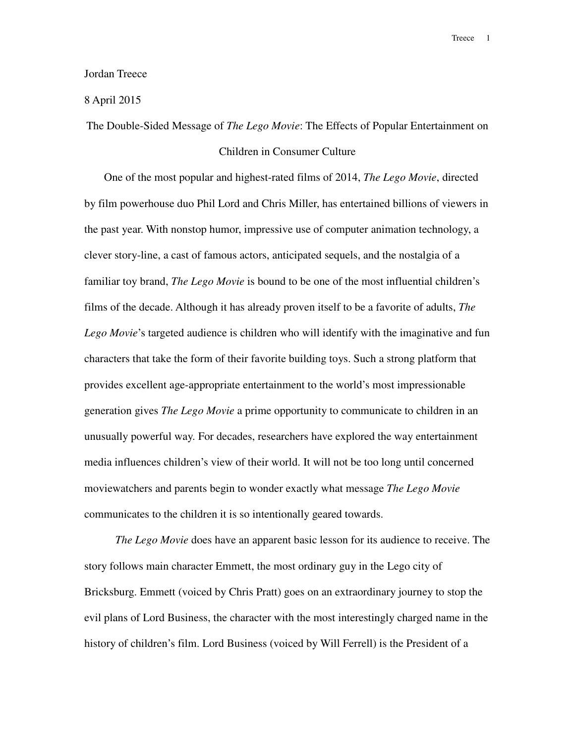Jordan Treece

8 April 2015

The Double-Sided Message of *The Lego Movie*: The Effects of Popular Entertainment on Children in Consumer Culture

One of the most popular and highest-rated films of 2014, *The Lego Movie*, directed by film powerhouse duo Phil Lord and Chris Miller, has entertained billions of viewers in the past year. With nonstop humor, impressive use of computer animation technology, a clever story-line, a cast of famous actors, anticipated sequels, and the nostalgia of a familiar toy brand, *The Lego Movie* is bound to be one of the most influential children's films of the decade. Although it has already proven itself to be a favorite of adults, *The Lego Movie*'s targeted audience is children who will identify with the imaginative and fun characters that take the form of their favorite building toys. Such a strong platform that provides excellent age-appropriate entertainment to the world's most impressionable generation gives *The Lego Movie* a prime opportunity to communicate to children in an unusually powerful way. For decades, researchers have explored the way entertainment media influences children's view of their world. It will not be too long until concerned moviewatchers and parents begin to wonder exactly what message *The Lego Movie* communicates to the children it is so intentionally geared towards.

*The Lego Movie* does have an apparent basic lesson for its audience to receive. The story follows main character Emmett, the most ordinary guy in the Lego city of Bricksburg. Emmett (voiced by Chris Pratt) goes on an extraordinary journey to stop the evil plans of Lord Business, the character with the most interestingly charged name in the history of children's film. Lord Business (voiced by Will Ferrell) is the President of a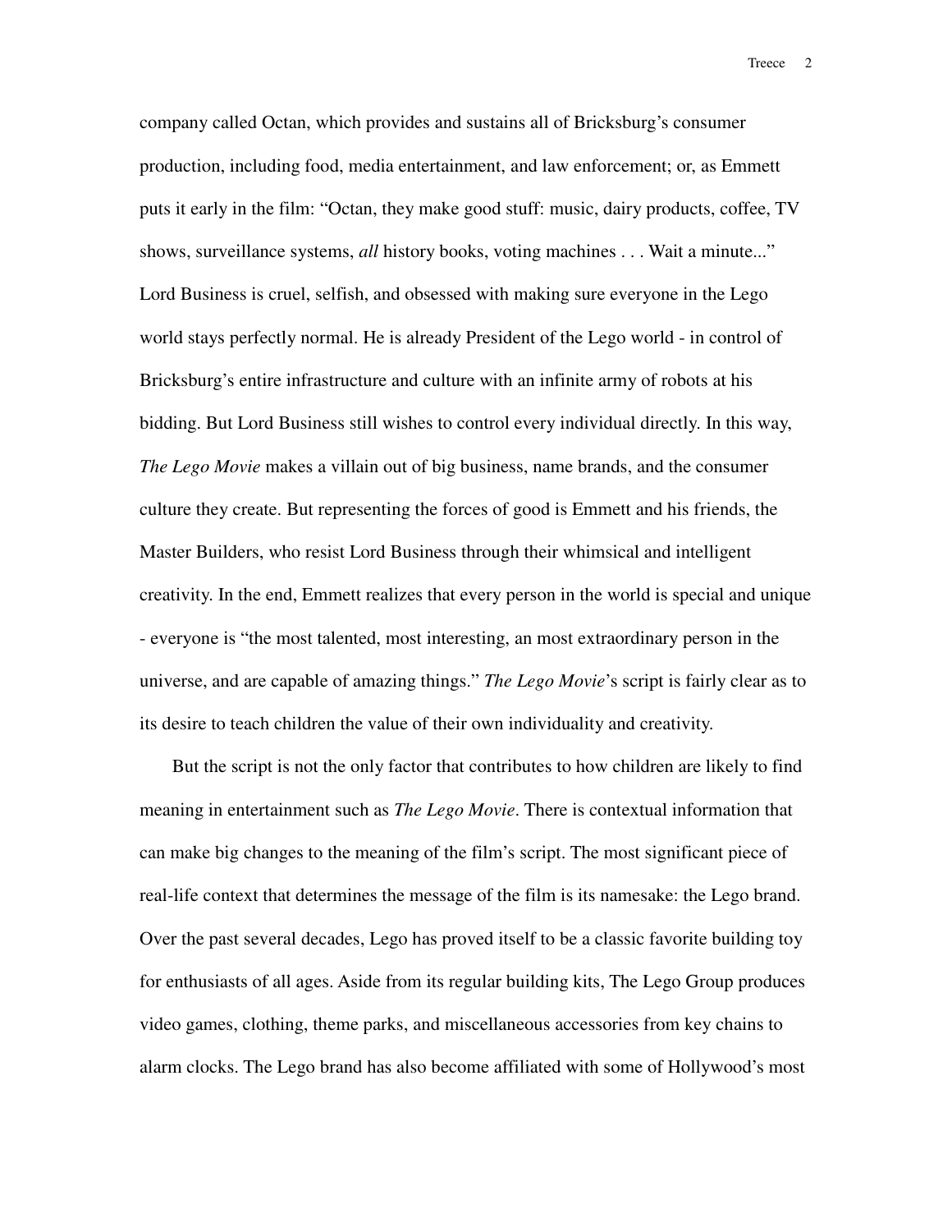company called Octan, which provides and sustains all of Bricksburg's consumer production, including food, media entertainment, and law enforcement; or, as Emmett puts it early in the film: "Octan, they make good stuff: music, dairy products, coffee, TV shows, surveillance systems, *all* history books, voting machines . . . Wait a minute..." Lord Business is cruel, selfish, and obsessed with making sure everyone in the Lego world stays perfectly normal. He is already President of the Lego world - in control of Bricksburg's entire infrastructure and culture with an infinite army of robots at his bidding. But Lord Business still wishes to control every individual directly. In this way, *The Lego Movie* makes a villain out of big business, name brands, and the consumer culture they create. But representing the forces of good is Emmett and his friends, the Master Builders, who resist Lord Business through their whimsical and intelligent creativity. In the end, Emmett realizes that every person in the world is special and unique - everyone is "the most talented, most interesting, an most extraordinary person in the universe, and are capable of amazing things." *The Lego Movie*'s script is fairly clear as to its desire to teach children the value of their own individuality and creativity.

But the script is not the only factor that contributes to how children are likely to find meaning in entertainment such as *The Lego Movie*. There is contextual information that can make big changes to the meaning of the film's script. The most significant piece of real-life context that determines the message of the film is its namesake: the Lego brand. Over the past several decades, Lego has proved itself to be a classic favorite building toy for enthusiasts of all ages. Aside from its regular building kits, The Lego Group produces video games, clothing, theme parks, and miscellaneous accessories from key chains to alarm clocks. The Lego brand has also become affiliated with some of Hollywood's most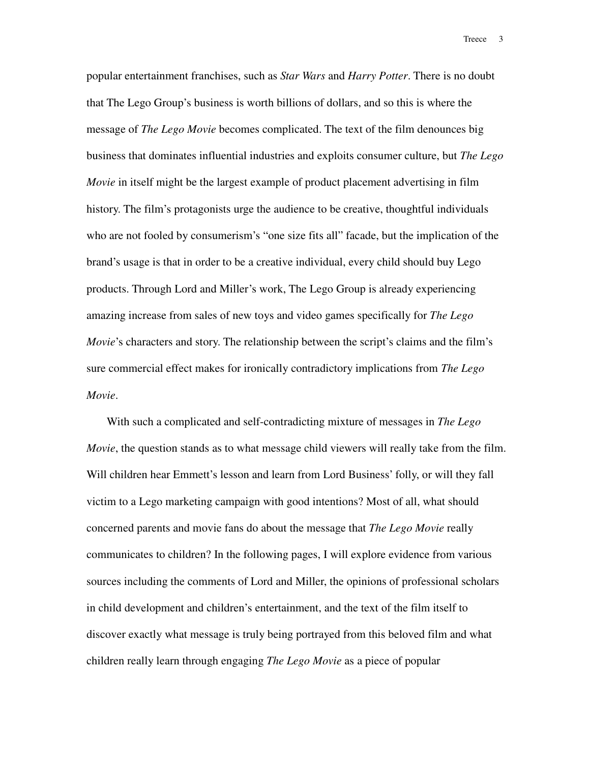popular entertainment franchises, such as *Star Wars* and *Harry Potter*. There is no doubt that The Lego Group's business is worth billions of dollars, and so this is where the message of *The Lego Movie* becomes complicated. The text of the film denounces big business that dominates influential industries and exploits consumer culture, but *The Lego Movie* in itself might be the largest example of product placement advertising in film history. The film's protagonists urge the audience to be creative, thoughtful individuals who are not fooled by consumerism's "one size fits all" facade, but the implication of the brand's usage is that in order to be a creative individual, every child should buy Lego products. Through Lord and Miller's work, The Lego Group is already experiencing amazing increase from sales of new toys and video games specifically for *The Lego Movie*'s characters and story. The relationship between the script's claims and the film's sure commercial effect makes for ironically contradictory implications from *The Lego Movie*.

With such a complicated and self-contradicting mixture of messages in *The Lego Movie*, the question stands as to what message child viewers will really take from the film. Will children hear Emmett's lesson and learn from Lord Business' folly, or will they fall victim to a Lego marketing campaign with good intentions? Most of all, what should concerned parents and movie fans do about the message that *The Lego Movie* really communicates to children? In the following pages, I will explore evidence from various sources including the comments of Lord and Miller, the opinions of professional scholars in child development and children's entertainment, and the text of the film itself to discover exactly what message is truly being portrayed from this beloved film and what children really learn through engaging *The Lego Movie* as a piece of popular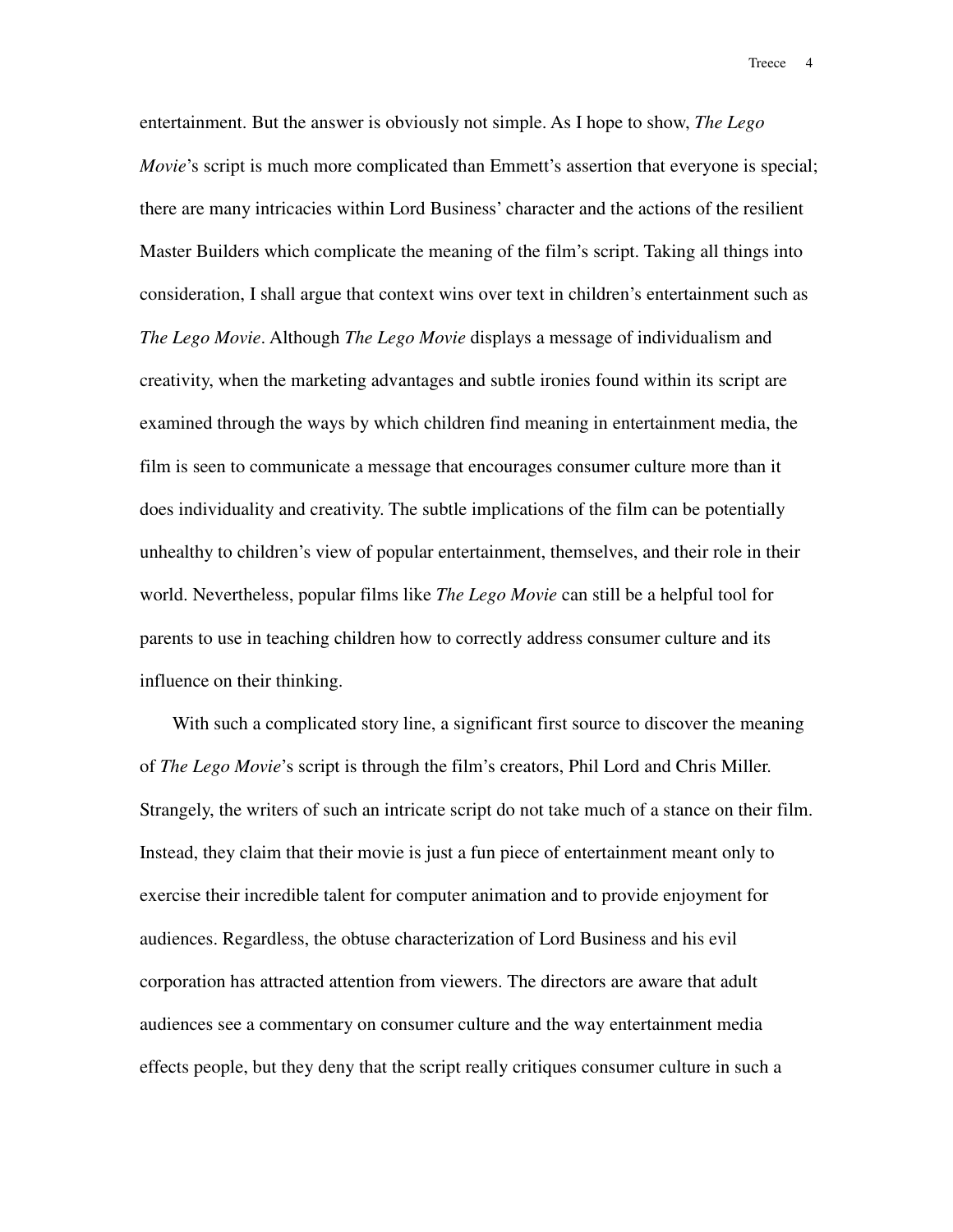entertainment. But the answer is obviously not simple. As I hope to show, *The Lego Movie*'s script is much more complicated than Emmett's assertion that everyone is special; there are many intricacies within Lord Business' character and the actions of the resilient Master Builders which complicate the meaning of the film's script. Taking all things into consideration, I shall argue that context wins over text in children's entertainment such as *The Lego Movie*. Although *The Lego Movie* displays a message of individualism and creativity, when the marketing advantages and subtle ironies found within its script are examined through the ways by which children find meaning in entertainment media, the film is seen to communicate a message that encourages consumer culture more than it does individuality and creativity. The subtle implications of the film can be potentially unhealthy to children's view of popular entertainment, themselves, and their role in their world. Nevertheless, popular films like *The Lego Movie* can still be a helpful tool for parents to use in teaching children how to correctly address consumer culture and its influence on their thinking.

With such a complicated story line, a significant first source to discover the meaning of *The Lego Movie*'s script is through the film's creators, Phil Lord and Chris Miller. Strangely, the writers of such an intricate script do not take much of a stance on their film. Instead, they claim that their movie is just a fun piece of entertainment meant only to exercise their incredible talent for computer animation and to provide enjoyment for audiences. Regardless, the obtuse characterization of Lord Business and his evil corporation has attracted attention from viewers. The directors are aware that adult audiences see a commentary on consumer culture and the way entertainment media effects people, but they deny that the script really critiques consumer culture in such a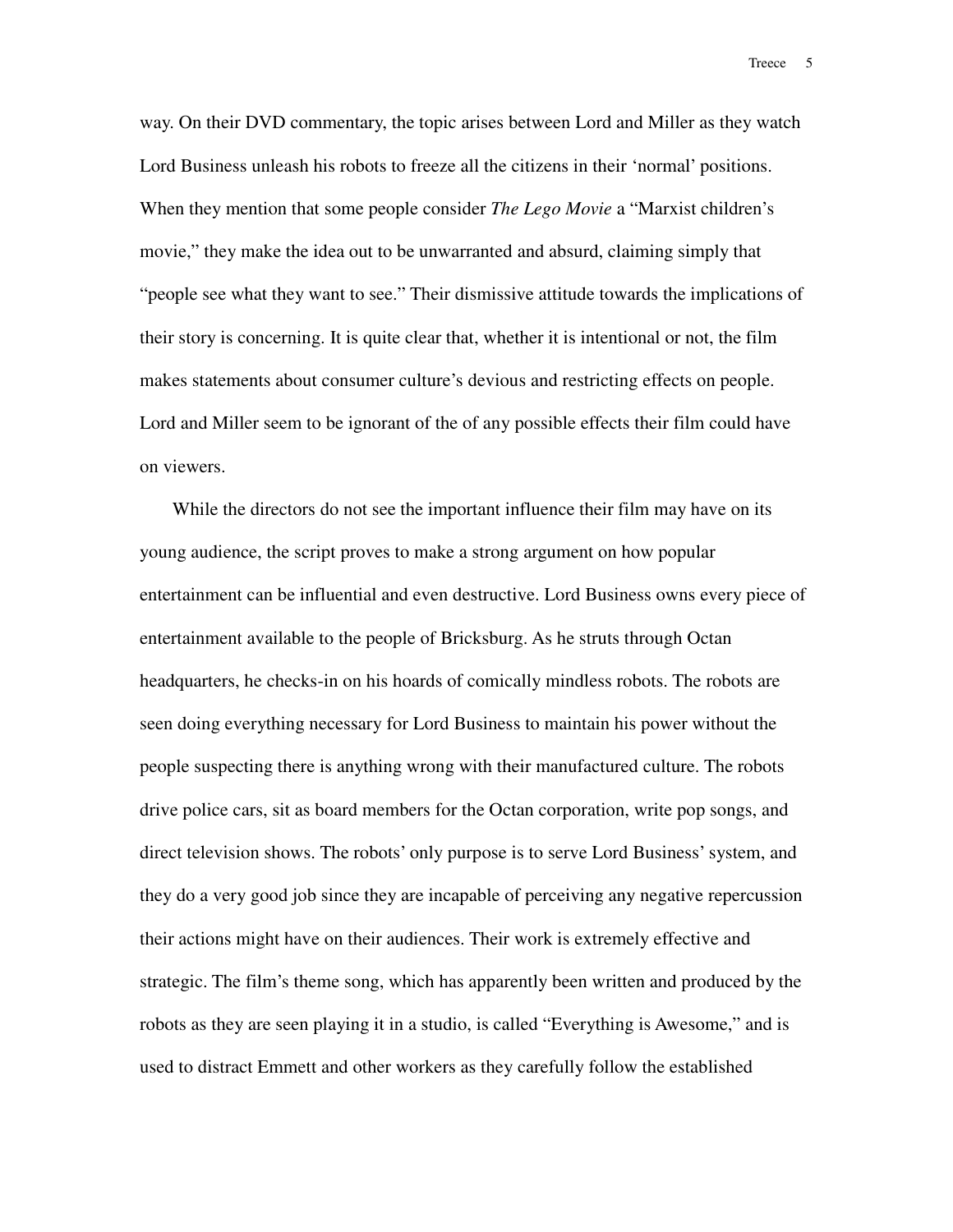way. On their DVD commentary, the topic arises between Lord and Miller as they watch Lord Business unleash his robots to freeze all the citizens in their 'normal' positions. When they mention that some people consider *The Lego Movie* a "Marxist children's movie," they make the idea out to be unwarranted and absurd, claiming simply that "people see what they want to see." Their dismissive attitude towards the implications of their story is concerning. It is quite clear that, whether it is intentional or not, the film makes statements about consumer culture's devious and restricting effects on people. Lord and Miller seem to be ignorant of the of any possible effects their film could have on viewers.

While the directors do not see the important influence their film may have on its young audience, the script proves to make a strong argument on how popular entertainment can be influential and even destructive. Lord Business owns every piece of entertainment available to the people of Bricksburg. As he struts through Octan headquarters, he checks-in on his hoards of comically mindless robots. The robots are seen doing everything necessary for Lord Business to maintain his power without the people suspecting there is anything wrong with their manufactured culture. The robots drive police cars, sit as board members for the Octan corporation, write pop songs, and direct television shows. The robots' only purpose is to serve Lord Business' system, and they do a very good job since they are incapable of perceiving any negative repercussion their actions might have on their audiences. Their work is extremely effective and strategic. The film's theme song, which has apparently been written and produced by the robots as they are seen playing it in a studio, is called "Everything is Awesome," and is used to distract Emmett and other workers as they carefully follow the established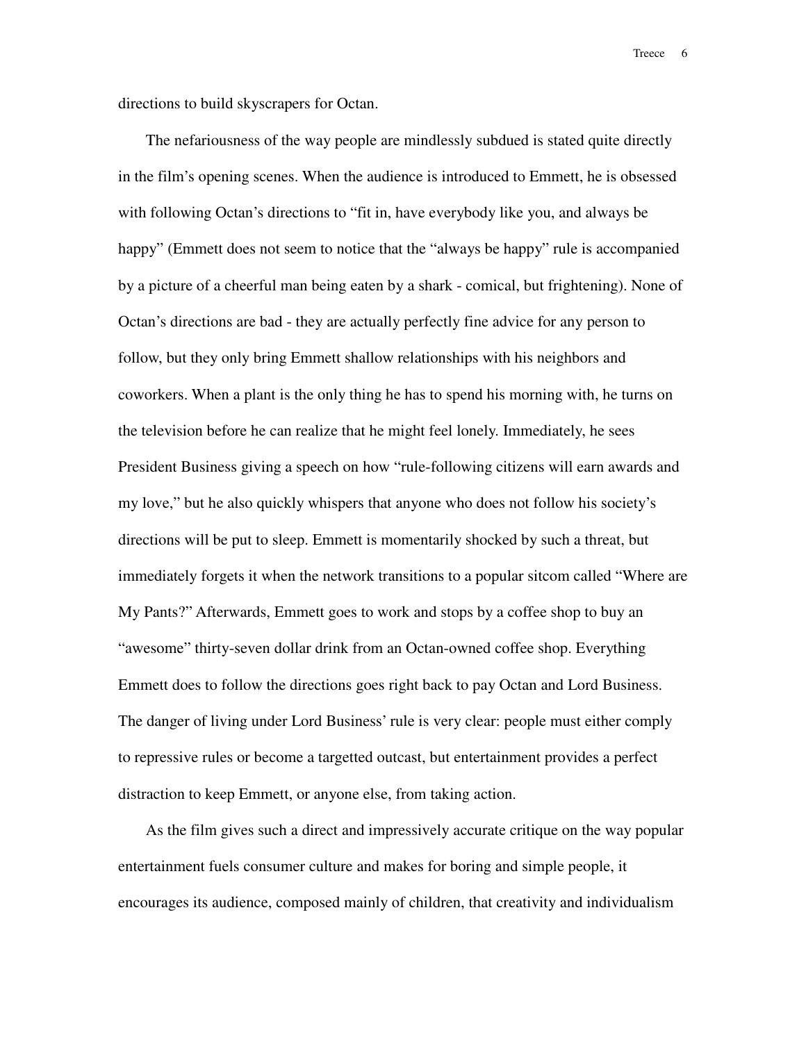directions to build skyscrapers for Octan.

The nefariousness of the way people are mindlessly subdued is stated quite directly in the film's opening scenes. When the audience is introduced to Emmett, he is obsessed with following Octan's directions to "fit in, have everybody like you, and always be happy" (Emmett does not seem to notice that the "always be happy" rule is accompanied by a picture of a cheerful man being eaten by a shark - comical, but frightening). None of Octan's directions are bad - they are actually perfectly fine advice for any person to follow, but they only bring Emmett shallow relationships with his neighbors and coworkers. When a plant is the only thing he has to spend his morning with, he turns on the television before he can realize that he might feel lonely. Immediately, he sees President Business giving a speech on how "rule-following citizens will earn awards and my love," but he also quickly whispers that anyone who does not follow his society's directions will be put to sleep. Emmett is momentarily shocked by such a threat, but immediately forgets it when the network transitions to a popular sitcom called "Where are My Pants?" Afterwards, Emmett goes to work and stops by a coffee shop to buy an "awesome" thirty-seven dollar drink from an Octan-owned coffee shop. Everything Emmett does to follow the directions goes right back to pay Octan and Lord Business. The danger of living under Lord Business' rule is very clear: people must either comply to repressive rules or become a targetted outcast, but entertainment provides a perfect distraction to keep Emmett, or anyone else, from taking action.

As the film gives such a direct and impressively accurate critique on the way popular entertainment fuels consumer culture and makes for boring and simple people, it encourages its audience, composed mainly of children, that creativity and individualism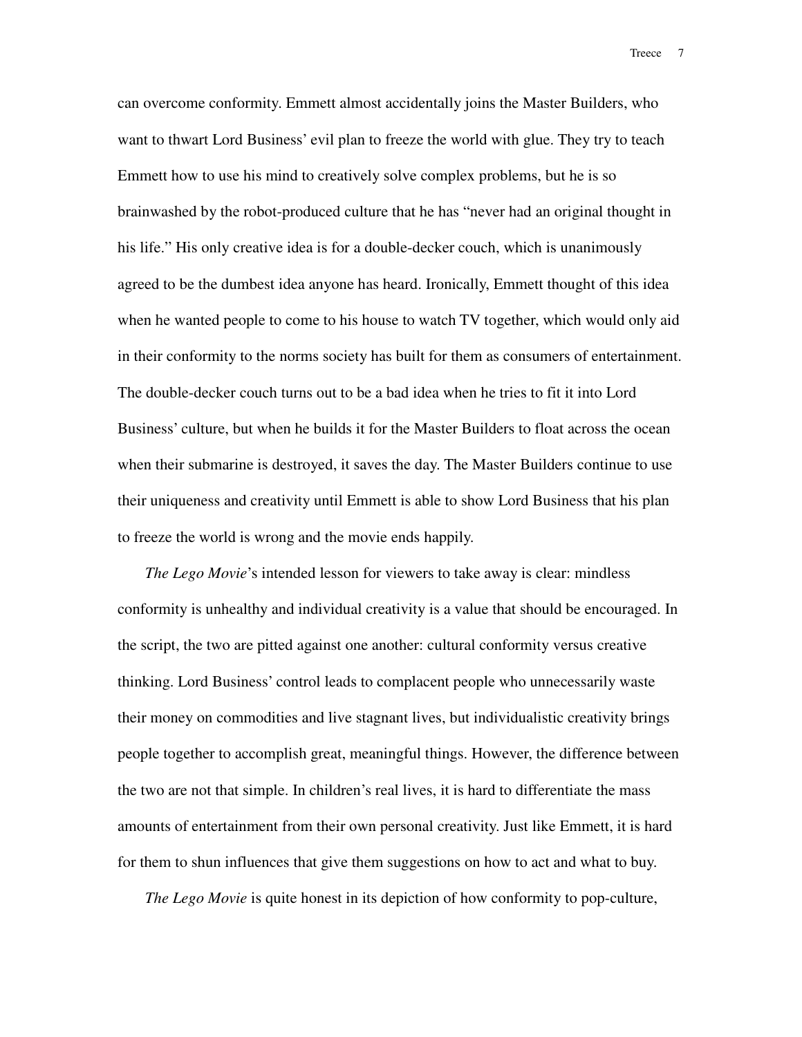can overcome conformity. Emmett almost accidentally joins the Master Builders, who want to thwart Lord Business' evil plan to freeze the world with glue. They try to teach Emmett how to use his mind to creatively solve complex problems, but he is so brainwashed by the robot-produced culture that he has "never had an original thought in his life." His only creative idea is for a double-decker couch, which is unanimously agreed to be the dumbest idea anyone has heard. Ironically, Emmett thought of this idea when he wanted people to come to his house to watch TV together, which would only aid in their conformity to the norms society has built for them as consumers of entertainment. The double-decker couch turns out to be a bad idea when he tries to fit it into Lord Business' culture, but when he builds it for the Master Builders to float across the ocean when their submarine is destroyed, it saves the day. The Master Builders continue to use their uniqueness and creativity until Emmett is able to show Lord Business that his plan to freeze the world is wrong and the movie ends happily.

*The Lego Movie*'s intended lesson for viewers to take away is clear: mindless conformity is unhealthy and individual creativity is a value that should be encouraged. In the script, the two are pitted against one another: cultural conformity versus creative thinking. Lord Business' control leads to complacent people who unnecessarily waste their money on commodities and live stagnant lives, but individualistic creativity brings people together to accomplish great, meaningful things. However, the difference between the two are not that simple. In children's real lives, it is hard to differentiate the mass amounts of entertainment from their own personal creativity. Just like Emmett, it is hard for them to shun influences that give them suggestions on how to act and what to buy.

*The Lego Movie* is quite honest in its depiction of how conformity to pop-culture,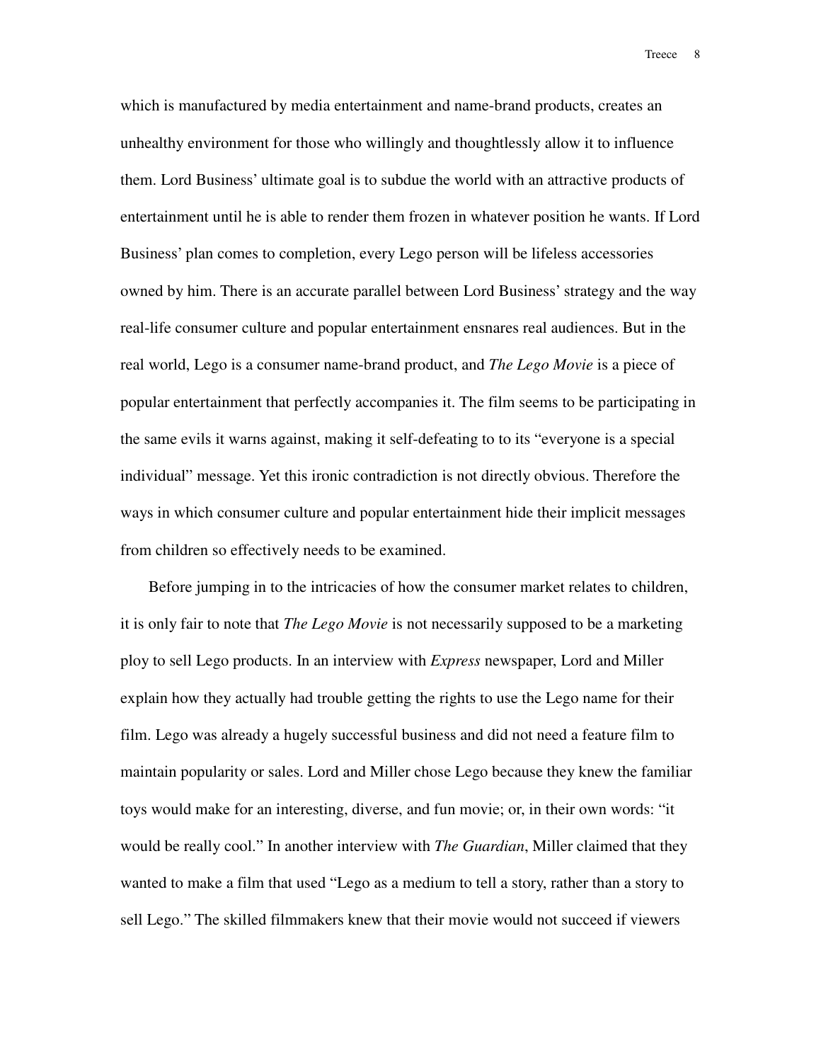which is manufactured by media entertainment and name-brand products, creates an unhealthy environment for those who willingly and thoughtlessly allow it to influence them. Lord Business' ultimate goal is to subdue the world with an attractive products of entertainment until he is able to render them frozen in whatever position he wants. If Lord Business' plan comes to completion, every Lego person will be lifeless accessories owned by him. There is an accurate parallel between Lord Business' strategy and the way real-life consumer culture and popular entertainment ensnares real audiences. But in the real world, Lego is a consumer name-brand product, and *The Lego Movie* is a piece of popular entertainment that perfectly accompanies it. The film seems to be participating in the same evils it warns against, making it self-defeating to to its "everyone is a special individual" message. Yet this ironic contradiction is not directly obvious. Therefore the ways in which consumer culture and popular entertainment hide their implicit messages from children so effectively needs to be examined.

Before jumping in to the intricacies of how the consumer market relates to children, it is only fair to note that *The Lego Movie* is not necessarily supposed to be a marketing ploy to sell Lego products. In an interview with *Express* newspaper, Lord and Miller explain how they actually had trouble getting the rights to use the Lego name for their film. Lego was already a hugely successful business and did not need a feature film to maintain popularity or sales. Lord and Miller chose Lego because they knew the familiar toys would make for an interesting, diverse, and fun movie; or, in their own words: "it would be really cool." In another interview with *The Guardian*, Miller claimed that they wanted to make a film that used "Lego as a medium to tell a story, rather than a story to sell Lego." The skilled filmmakers knew that their movie would not succeed if viewers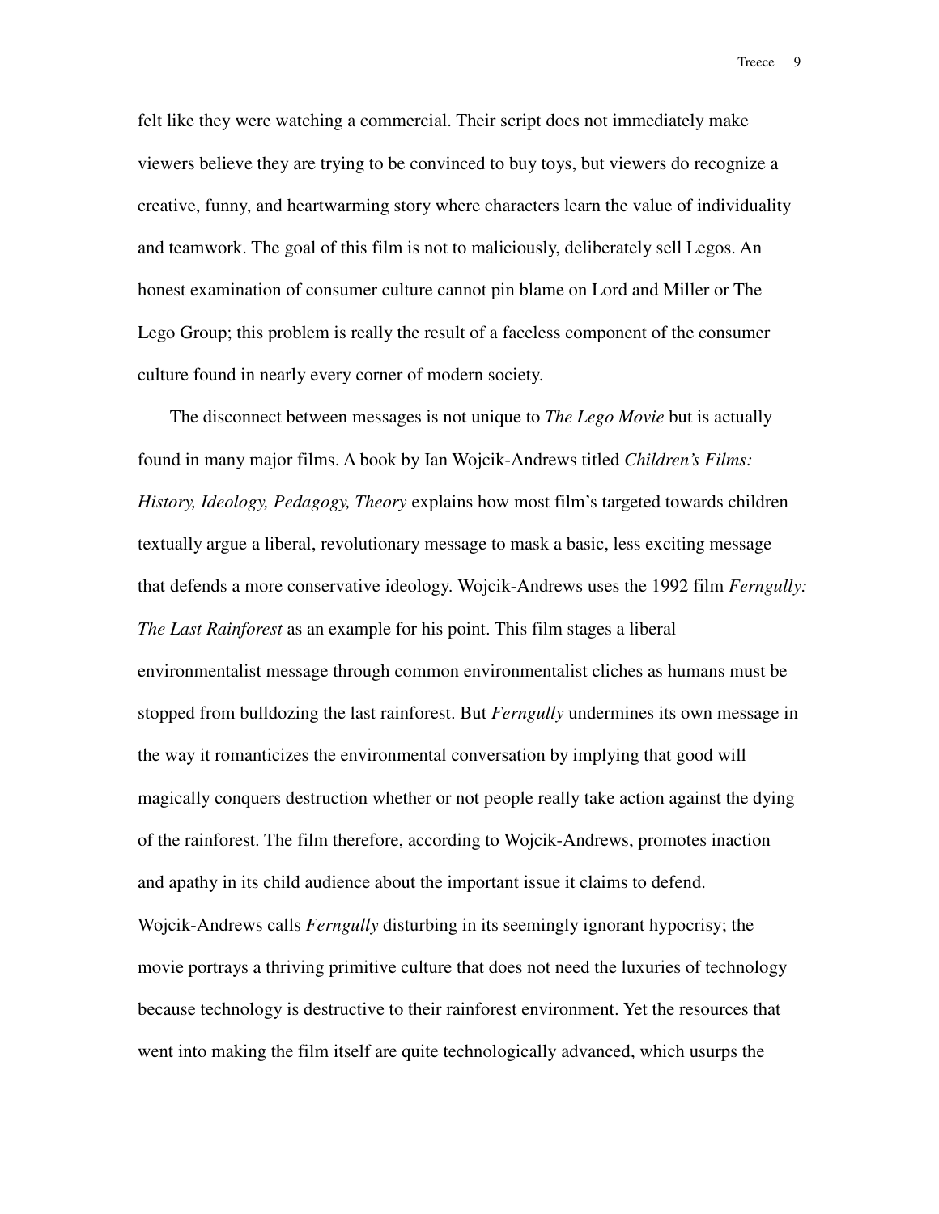felt like they were watching a commercial. Their script does not immediately make viewers believe they are trying to be convinced to buy toys, but viewers do recognize a creative, funny, and heartwarming story where characters learn the value of individuality and teamwork. The goal of this film is not to maliciously, deliberately sell Legos. An honest examination of consumer culture cannot pin blame on Lord and Miller or The Lego Group; this problem is really the result of a faceless component of the consumer culture found in nearly every corner of modern society.

The disconnect between messages is not unique to *The Lego Movie* but is actually found in many major films. A book by Ian Wojcik-Andrews titled *Children's Films: History, Ideology, Pedagogy, Theory* explains how most film's targeted towards children textually argue a liberal, revolutionary message to mask a basic, less exciting message that defends a more conservative ideology. Wojcik-Andrews uses the 1992 film *Ferngully: The Last Rainforest* as an example for his point. This film stages a liberal environmentalist message through common environmentalist cliches as humans must be stopped from bulldozing the last rainforest. But *Ferngully* undermines its own message in the way it romanticizes the environmental conversation by implying that good will magically conquers destruction whether or not people really take action against the dying of the rainforest. The film therefore, according to Wojcik-Andrews, promotes inaction and apathy in its child audience about the important issue it claims to defend. Wojcik-Andrews calls *Ferngully* disturbing in its seemingly ignorant hypocrisy; the movie portrays a thriving primitive culture that does not need the luxuries of technology because technology is destructive to their rainforest environment. Yet the resources that went into making the film itself are quite technologically advanced, which usurps the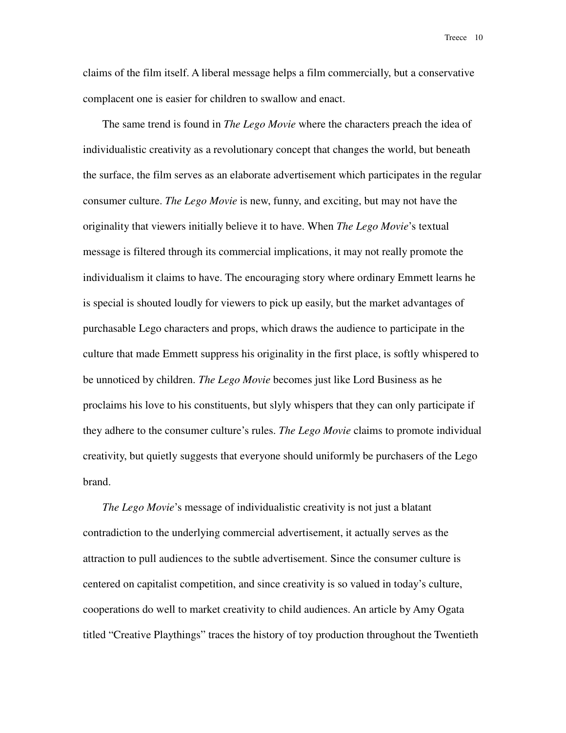claims of the film itself. A liberal message helps a film commercially, but a conservative complacent one is easier for children to swallow and enact.

The same trend is found in *The Lego Movie* where the characters preach the idea of individualistic creativity as a revolutionary concept that changes the world, but beneath the surface, the film serves as an elaborate advertisement which participates in the regular consumer culture. *The Lego Movie* is new, funny, and exciting, but may not have the originality that viewers initially believe it to have. When *The Lego Movie*'s textual message is filtered through its commercial implications, it may not really promote the individualism it claims to have. The encouraging story where ordinary Emmett learns he is special is shouted loudly for viewers to pick up easily, but the market advantages of purchasable Lego characters and props, which draws the audience to participate in the culture that made Emmett suppress his originality in the first place, is softly whispered to be unnoticed by children. *The Lego Movie* becomes just like Lord Business as he proclaims his love to his constituents, but slyly whispers that they can only participate if they adhere to the consumer culture's rules. *The Lego Movie* claims to promote individual creativity, but quietly suggests that everyone should uniformly be purchasers of the Lego brand.

*The Lego Movie*'s message of individualistic creativity is not just a blatant contradiction to the underlying commercial advertisement, it actually serves as the attraction to pull audiences to the subtle advertisement. Since the consumer culture is centered on capitalist competition, and since creativity is so valued in today's culture, cooperations do well to market creativity to child audiences. An article by Amy Ogata titled "Creative Playthings" traces the history of toy production throughout the Twentieth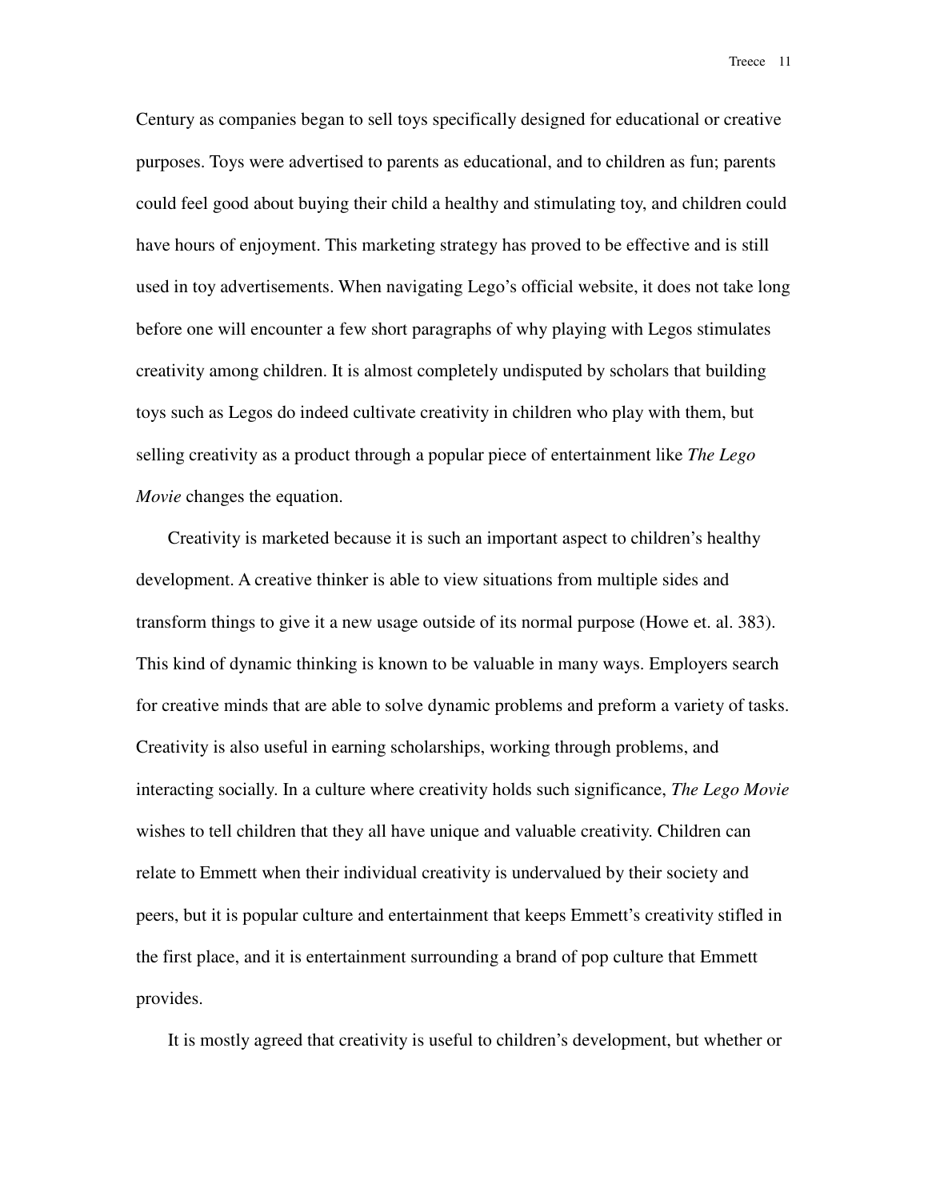Century as companies began to sell toys specifically designed for educational or creative purposes. Toys were advertised to parents as educational, and to children as fun; parents could feel good about buying their child a healthy and stimulating toy, and children could have hours of enjoyment. This marketing strategy has proved to be effective and is still used in toy advertisements. When navigating Lego's official website, it does not take long before one will encounter a few short paragraphs of why playing with Legos stimulates creativity among children. It is almost completely undisputed by scholars that building toys such as Legos do indeed cultivate creativity in children who play with them, but selling creativity as a product through a popular piece of entertainment like *The Lego Movie* changes the equation.

Creativity is marketed because it is such an important aspect to children's healthy development. A creative thinker is able to view situations from multiple sides and transform things to give it a new usage outside of its normal purpose (Howe et. al. 383). This kind of dynamic thinking is known to be valuable in many ways. Employers search for creative minds that are able to solve dynamic problems and preform a variety of tasks. Creativity is also useful in earning scholarships, working through problems, and interacting socially. In a culture where creativity holds such significance, *The Lego Movie* wishes to tell children that they all have unique and valuable creativity. Children can relate to Emmett when their individual creativity is undervalued by their society and peers, but it is popular culture and entertainment that keeps Emmett's creativity stifled in the first place, and it is entertainment surrounding a brand of pop culture that Emmett provides.

It is mostly agreed that creativity is useful to children's development, but whether or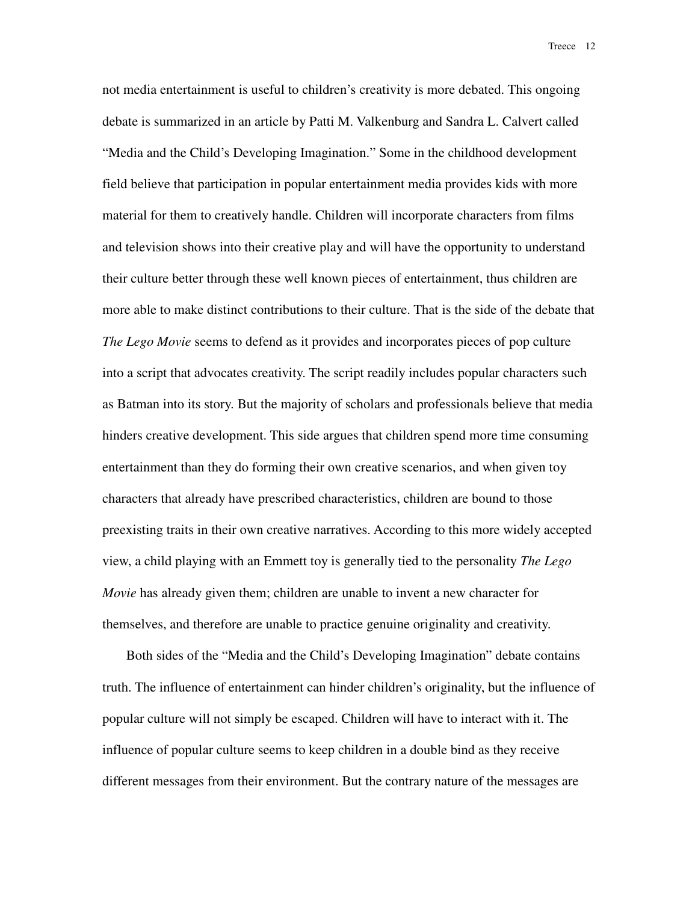not media entertainment is useful to children's creativity is more debated. This ongoing debate is summarized in an article by Patti M. Valkenburg and Sandra L. Calvert called "Media and the Child's Developing Imagination." Some in the childhood development field believe that participation in popular entertainment media provides kids with more material for them to creatively handle. Children will incorporate characters from films and television shows into their creative play and will have the opportunity to understand their culture better through these well known pieces of entertainment, thus children are more able to make distinct contributions to their culture. That is the side of the debate that *The Lego Movie* seems to defend as it provides and incorporates pieces of pop culture into a script that advocates creativity. The script readily includes popular characters such as Batman into its story. But the majority of scholars and professionals believe that media hinders creative development. This side argues that children spend more time consuming entertainment than they do forming their own creative scenarios, and when given toy characters that already have prescribed characteristics, children are bound to those preexisting traits in their own creative narratives. According to this more widely accepted view, a child playing with an Emmett toy is generally tied to the personality *The Lego Movie* has already given them; children are unable to invent a new character for themselves, and therefore are unable to practice genuine originality and creativity.

Both sides of the "Media and the Child's Developing Imagination" debate contains truth. The influence of entertainment can hinder children's originality, but the influence of popular culture will not simply be escaped. Children will have to interact with it. The influence of popular culture seems to keep children in a double bind as they receive different messages from their environment. But the contrary nature of the messages are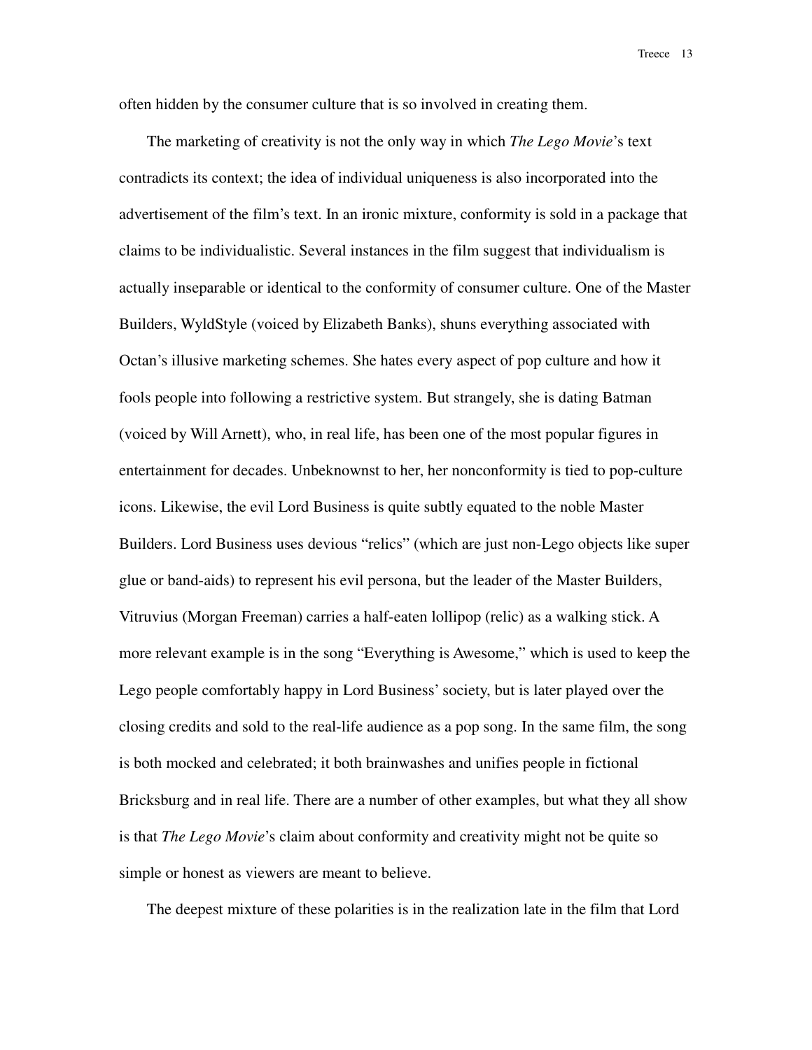often hidden by the consumer culture that is so involved in creating them.

The marketing of creativity is not the only way in which *The Lego Movie*'s text contradicts its context; the idea of individual uniqueness is also incorporated into the advertisement of the film's text. In an ironic mixture, conformity is sold in a package that claims to be individualistic. Several instances in the film suggest that individualism is actually inseparable or identical to the conformity of consumer culture. One of the Master Builders, WyldStyle (voiced by Elizabeth Banks), shuns everything associated with Octan's illusive marketing schemes. She hates every aspect of pop culture and how it fools people into following a restrictive system. But strangely, she is dating Batman (voiced by Will Arnett), who, in real life, has been one of the most popular figures in entertainment for decades. Unbeknownst to her, her nonconformity is tied to pop-culture icons. Likewise, the evil Lord Business is quite subtly equated to the noble Master Builders. Lord Business uses devious "relics" (which are just non-Lego objects like super glue or band-aids) to represent his evil persona, but the leader of the Master Builders, Vitruvius (Morgan Freeman) carries a half-eaten lollipop (relic) as a walking stick. A more relevant example is in the song "Everything is Awesome," which is used to keep the Lego people comfortably happy in Lord Business' society, but is later played over the closing credits and sold to the real-life audience as a pop song. In the same film, the song is both mocked and celebrated; it both brainwashes and unifies people in fictional Bricksburg and in real life. There are a number of other examples, but what they all show is that *The Lego Movie*'s claim about conformity and creativity might not be quite so simple or honest as viewers are meant to believe.

The deepest mixture of these polarities is in the realization late in the film that Lord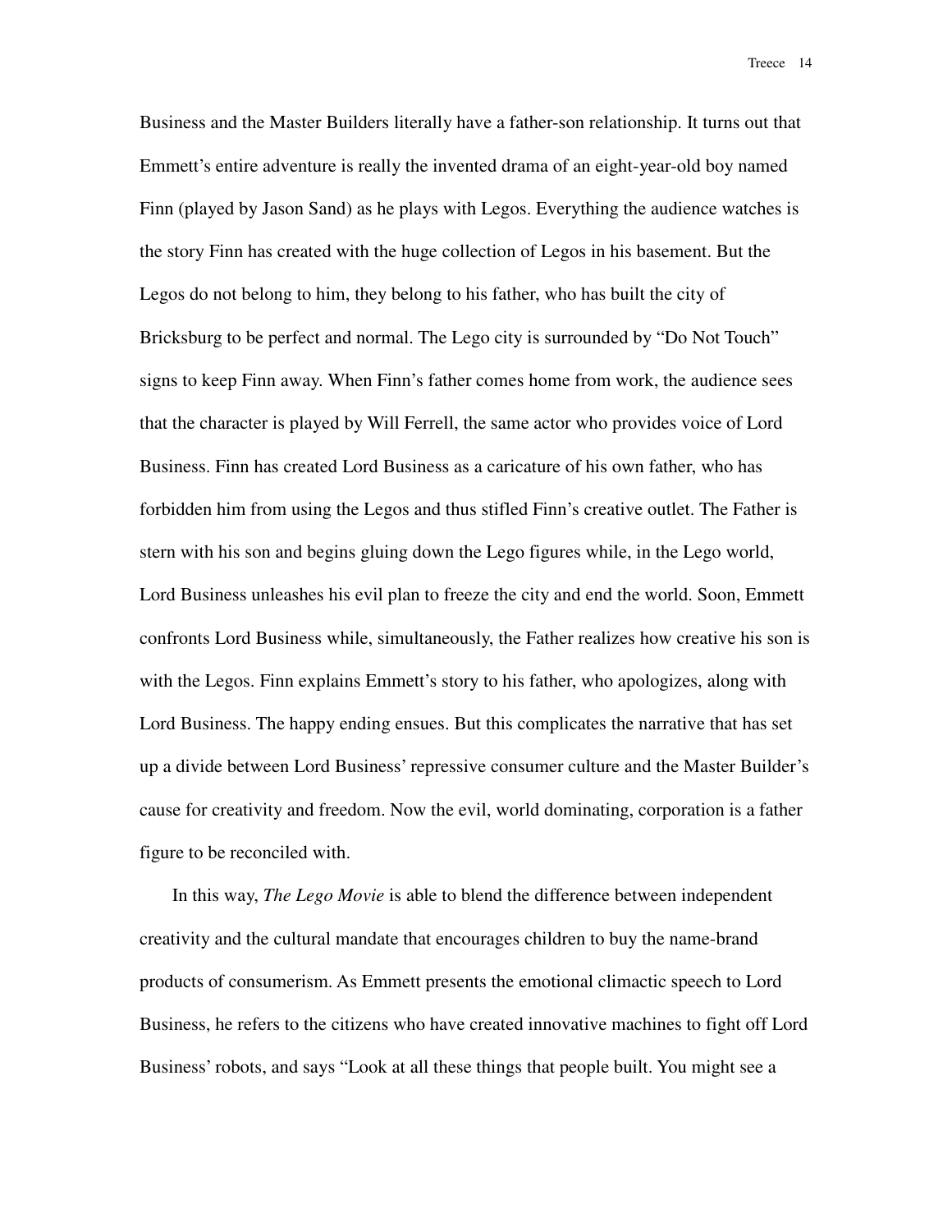Business and the Master Builders literally have a father-son relationship. It turns out that Emmett's entire adventure is really the invented drama of an eight-year-old boy named Finn (played by Jason Sand) as he plays with Legos. Everything the audience watches is the story Finn has created with the huge collection of Legos in his basement. But the Legos do not belong to him, they belong to his father, who has built the city of Bricksburg to be perfect and normal. The Lego city is surrounded by "Do Not Touch" signs to keep Finn away. When Finn's father comes home from work, the audience sees that the character is played by Will Ferrell, the same actor who provides voice of Lord Business. Finn has created Lord Business as a caricature of his own father, who has forbidden him from using the Legos and thus stifled Finn's creative outlet. The Father is stern with his son and begins gluing down the Lego figures while, in the Lego world, Lord Business unleashes his evil plan to freeze the city and end the world. Soon, Emmett confronts Lord Business while, simultaneously, the Father realizes how creative his son is with the Legos. Finn explains Emmett's story to his father, who apologizes, along with Lord Business. The happy ending ensues. But this complicates the narrative that has set up a divide between Lord Business' repressive consumer culture and the Master Builder's cause for creativity and freedom. Now the evil, world dominating, corporation is a father figure to be reconciled with.

In this way, *The Lego Movie* is able to blend the difference between independent creativity and the cultural mandate that encourages children to buy the name-brand products of consumerism. As Emmett presents the emotional climactic speech to Lord Business, he refers to the citizens who have created innovative machines to fight off Lord Business' robots, and says "Look at all these things that people built. You might see a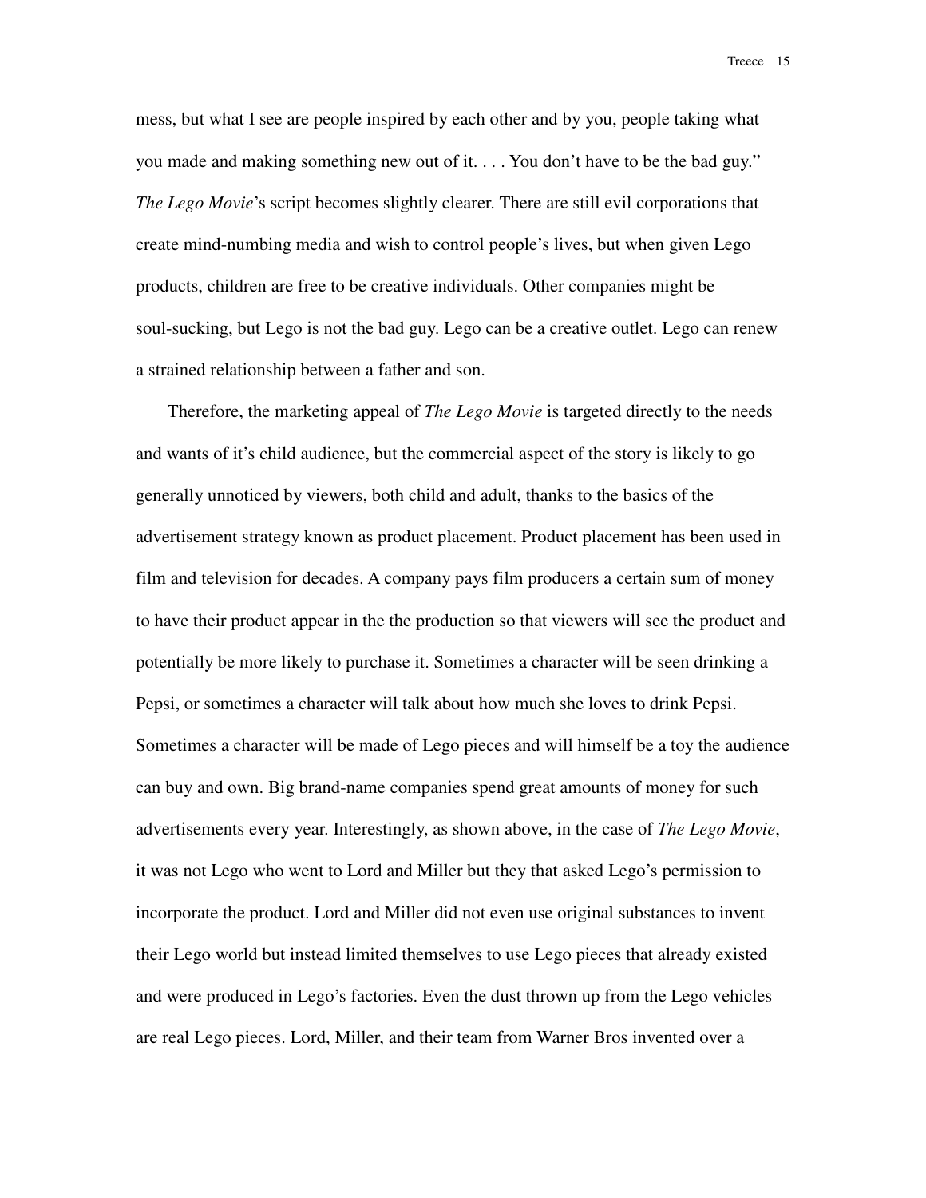mess, but what I see are people inspired by each other and by you, people taking what you made and making something new out of it. . . . You don't have to be the bad guy." *The Lego Movie*'s script becomes slightly clearer. There are still evil corporations that create mind-numbing media and wish to control people's lives, but when given Lego products, children are free to be creative individuals. Other companies might be soul-sucking, but Lego is not the bad guy. Lego can be a creative outlet. Lego can renew a strained relationship between a father and son.

Therefore, the marketing appeal of *The Lego Movie* is targeted directly to the needs and wants of it's child audience, but the commercial aspect of the story is likely to go generally unnoticed by viewers, both child and adult, thanks to the basics of the advertisement strategy known as product placement. Product placement has been used in film and television for decades. A company pays film producers a certain sum of money to have their product appear in the the production so that viewers will see the product and potentially be more likely to purchase it. Sometimes a character will be seen drinking a Pepsi, or sometimes a character will talk about how much she loves to drink Pepsi. Sometimes a character will be made of Lego pieces and will himself be a toy the audience can buy and own. Big brand-name companies spend great amounts of money for such advertisements every year. Interestingly, as shown above, in the case of *The Lego Movie*, it was not Lego who went to Lord and Miller but they that asked Lego's permission to incorporate the product. Lord and Miller did not even use original substances to invent their Lego world but instead limited themselves to use Lego pieces that already existed and were produced in Lego's factories. Even the dust thrown up from the Lego vehicles are real Lego pieces. Lord, Miller, and their team from Warner Bros invented over a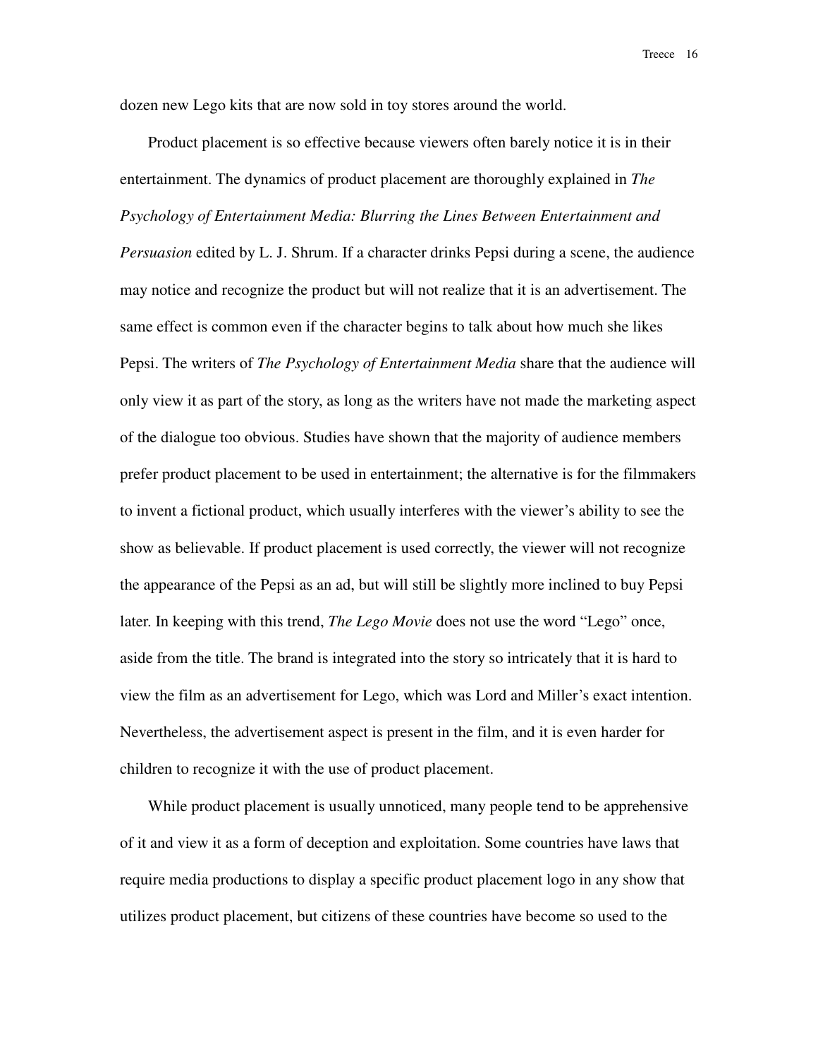dozen new Lego kits that are now sold in toy stores around the world.

Product placement is so effective because viewers often barely notice it is in their entertainment. The dynamics of product placement are thoroughly explained in *The Psychology of Entertainment Media: Blurring the Lines Between Entertainment and Persuasion* edited by L. J. Shrum. If a character drinks Pepsi during a scene, the audience may notice and recognize the product but will not realize that it is an advertisement. The same effect is common even if the character begins to talk about how much she likes Pepsi. The writers of *The Psychology of Entertainment Media* share that the audience will only view it as part of the story, as long as the writers have not made the marketing aspect of the dialogue too obvious. Studies have shown that the majority of audience members prefer product placement to be used in entertainment; the alternative is for the filmmakers to invent a fictional product, which usually interferes with the viewer's ability to see the show as believable. If product placement is used correctly, the viewer will not recognize the appearance of the Pepsi as an ad, but will still be slightly more inclined to buy Pepsi later. In keeping with this trend, *The Lego Movie* does not use the word "Lego" once, aside from the title. The brand is integrated into the story so intricately that it is hard to view the film as an advertisement for Lego, which was Lord and Miller's exact intention. Nevertheless, the advertisement aspect is present in the film, and it is even harder for children to recognize it with the use of product placement.

While product placement is usually unnoticed, many people tend to be apprehensive of it and view it as a form of deception and exploitation. Some countries have laws that require media productions to display a specific product placement logo in any show that utilizes product placement, but citizens of these countries have become so used to the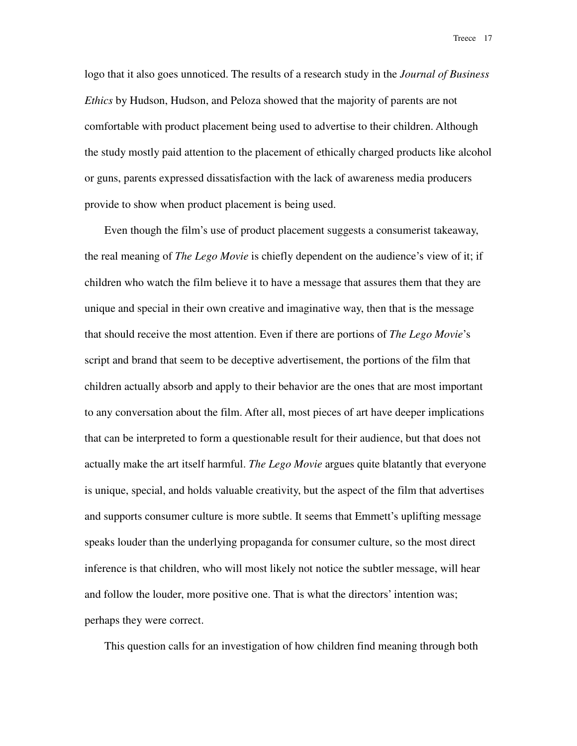logo that it also goes unnoticed. The results of a research study in the *Journal of Business Ethics* by Hudson, Hudson, and Peloza showed that the majority of parents are not comfortable with product placement being used to advertise to their children. Although the study mostly paid attention to the placement of ethically charged products like alcohol or guns, parents expressed dissatisfaction with the lack of awareness media producers provide to show when product placement is being used.

Even though the film's use of product placement suggests a consumerist takeaway, the real meaning of *The Lego Movie* is chiefly dependent on the audience's view of it; if children who watch the film believe it to have a message that assures them that they are unique and special in their own creative and imaginative way, then that is the message that should receive the most attention. Even if there are portions of *The Lego Movie*'s script and brand that seem to be deceptive advertisement, the portions of the film that children actually absorb and apply to their behavior are the ones that are most important to any conversation about the film. After all, most pieces of art have deeper implications that can be interpreted to form a questionable result for their audience, but that does not actually make the art itself harmful. *The Lego Movie* argues quite blatantly that everyone is unique, special, and holds valuable creativity, but the aspect of the film that advertises and supports consumer culture is more subtle. It seems that Emmett's uplifting message speaks louder than the underlying propaganda for consumer culture, so the most direct inference is that children, who will most likely not notice the subtler message, will hear and follow the louder, more positive one. That is what the directors' intention was; perhaps they were correct.

This question calls for an investigation of how children find meaning through both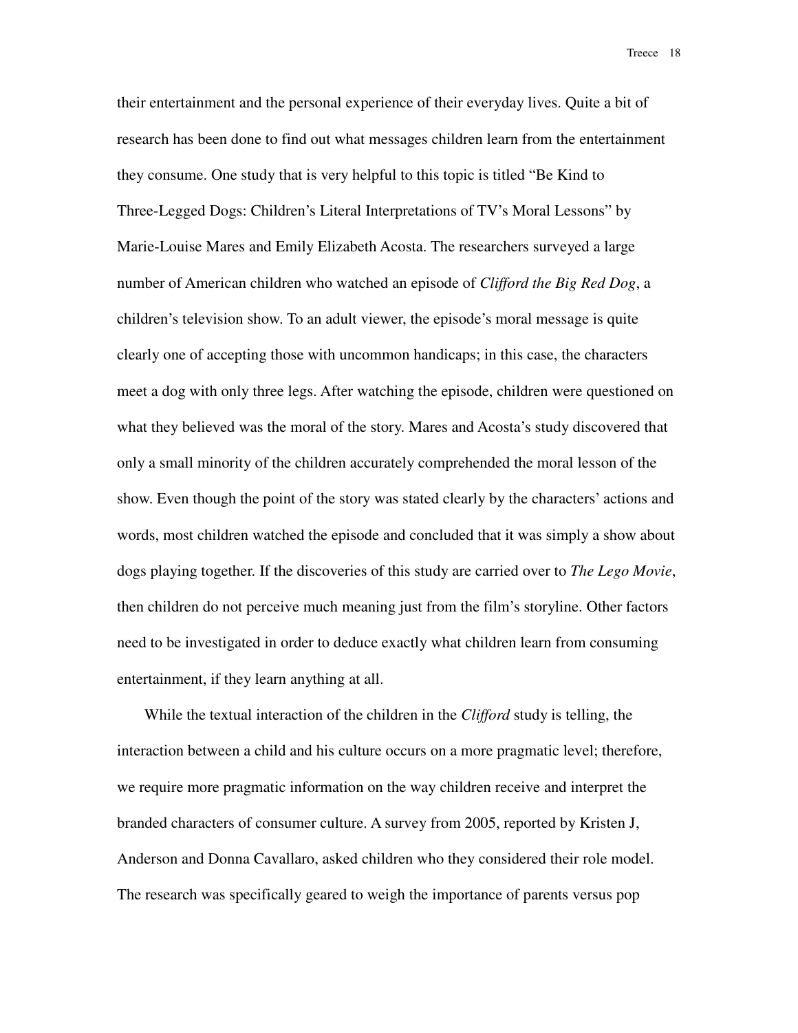their entertainment and the personal experience of their everyday lives. Quite a bit of research has been done to find out what messages children learn from the entertainment they consume. One study that is very helpful to this topic is titled "Be Kind to Three-Legged Dogs: Children's Literal Interpretations of TV's Moral Lessons" by Marie-Louise Mares and Emily Elizabeth Acosta. The researchers surveyed a large number of American children who watched an episode of *Clifford the Big Red Dog*, a children's television show. To an adult viewer, the episode's moral message is quite clearly one of accepting those with uncommon handicaps; in this case, the characters meet a dog with only three legs. After watching the episode, children were questioned on what they believed was the moral of the story. Mares and Acosta's study discovered that only a small minority of the children accurately comprehended the moral lesson of the show. Even though the point of the story was stated clearly by the characters' actions and words, most children watched the episode and concluded that it was simply a show about dogs playing together. If the discoveries of this study are carried over to *The Lego Movie*, then children do not perceive much meaning just from the film's storyline. Other factors need to be investigated in order to deduce exactly what children learn from consuming entertainment, if they learn anything at all.

While the textual interaction of the children in the *Clifford* study is telling, the interaction between a child and his culture occurs on a more pragmatic level; therefore, we require more pragmatic information on the way children receive and interpret the branded characters of consumer culture. A survey from 2005, reported by Kristen J, Anderson and Donna Cavallaro, asked children who they considered their role model. The research was specifically geared to weigh the importance of parents versus pop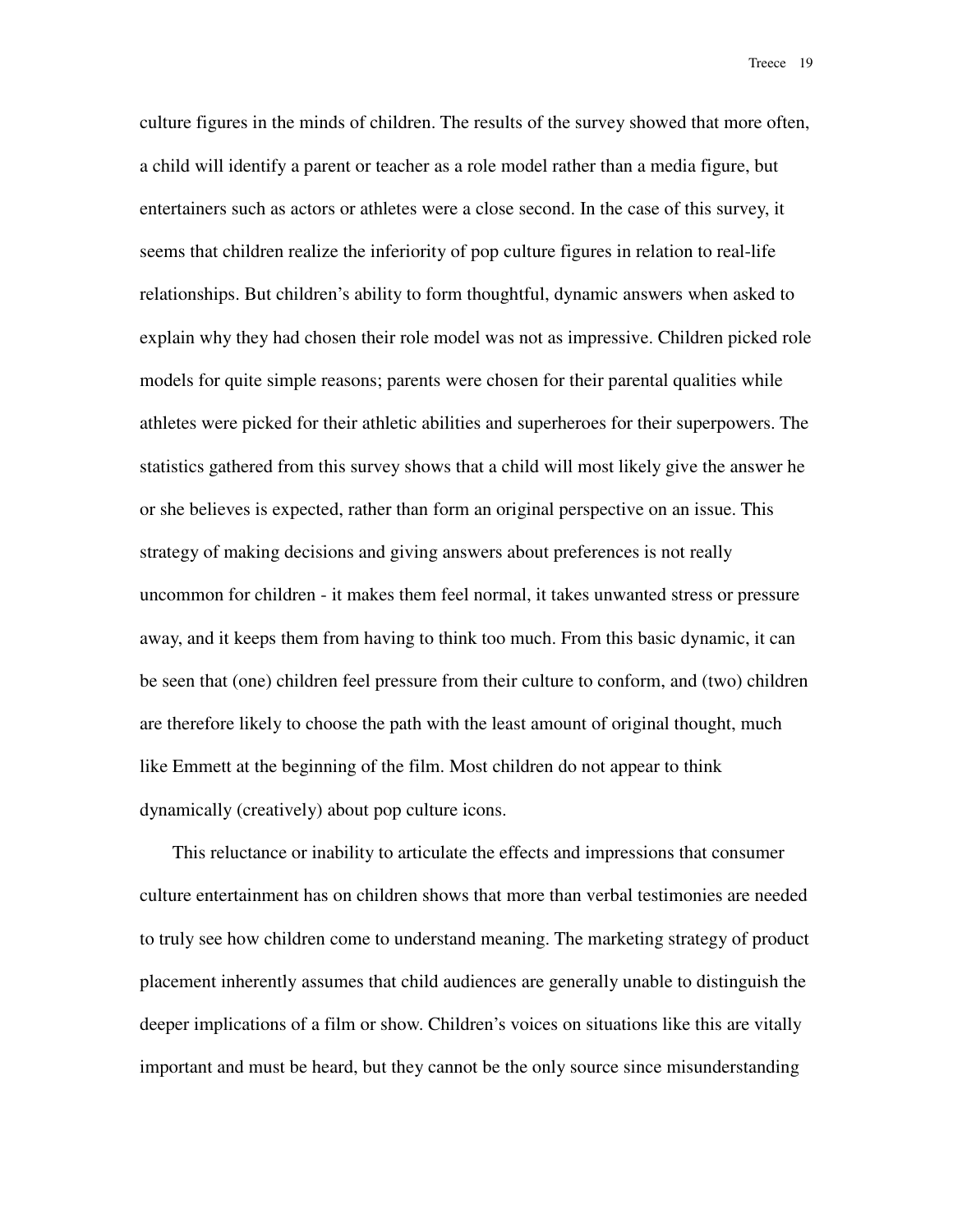culture figures in the minds of children. The results of the survey showed that more often, a child will identify a parent or teacher as a role model rather than a media figure, but entertainers such as actors or athletes were a close second. In the case of this survey, it seems that children realize the inferiority of pop culture figures in relation to real-life relationships. But children's ability to form thoughtful, dynamic answers when asked to explain why they had chosen their role model was not as impressive. Children picked role models for quite simple reasons; parents were chosen for their parental qualities while athletes were picked for their athletic abilities and superheroes for their superpowers. The statistics gathered from this survey shows that a child will most likely give the answer he or she believes is expected, rather than form an original perspective on an issue. This strategy of making decisions and giving answers about preferences is not really uncommon for children - it makes them feel normal, it takes unwanted stress or pressure away, and it keeps them from having to think too much. From this basic dynamic, it can be seen that (one) children feel pressure from their culture to conform, and (two) children are therefore likely to choose the path with the least amount of original thought, much like Emmett at the beginning of the film. Most children do not appear to think dynamically (creatively) about pop culture icons.

This reluctance or inability to articulate the effects and impressions that consumer culture entertainment has on children shows that more than verbal testimonies are needed to truly see how children come to understand meaning. The marketing strategy of product placement inherently assumes that child audiences are generally unable to distinguish the deeper implications of a film or show. Children's voices on situations like this are vitally important and must be heard, but they cannot be the only source since misunderstanding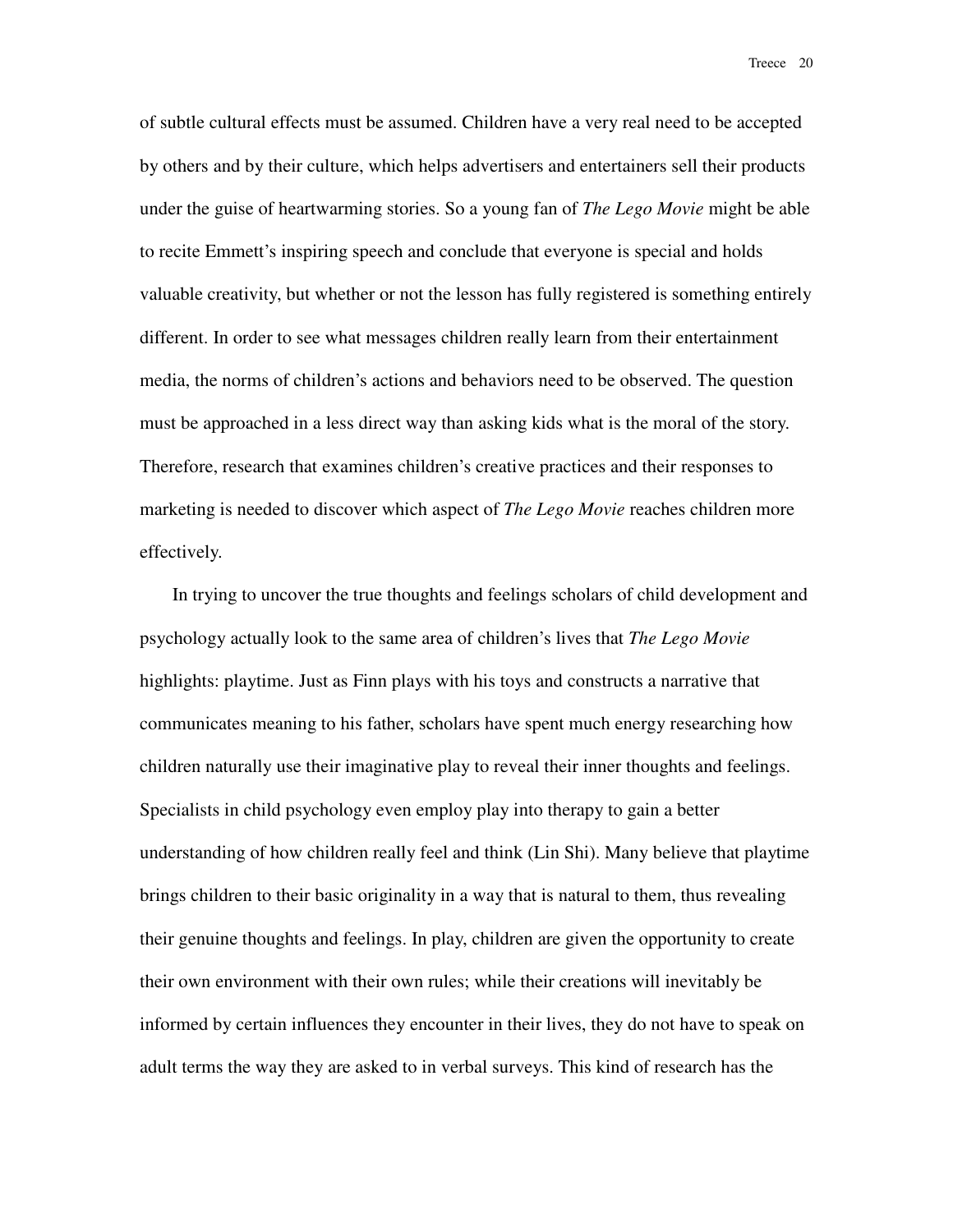of subtle cultural effects must be assumed. Children have a very real need to be accepted by others and by their culture, which helps advertisers and entertainers sell their products under the guise of heartwarming stories. So a young fan of *The Lego Movie* might be able to recite Emmett's inspiring speech and conclude that everyone is special and holds valuable creativity, but whether or not the lesson has fully registered is something entirely different. In order to see what messages children really learn from their entertainment media, the norms of children's actions and behaviors need to be observed. The question must be approached in a less direct way than asking kids what is the moral of the story. Therefore, research that examines children's creative practices and their responses to marketing is needed to discover which aspect of *The Lego Movie* reaches children more effectively.

In trying to uncover the true thoughts and feelings scholars of child development and psychology actually look to the same area of children's lives that *The Lego Movie* highlights: playtime. Just as Finn plays with his toys and constructs a narrative that communicates meaning to his father, scholars have spent much energy researching how children naturally use their imaginative play to reveal their inner thoughts and feelings. Specialists in child psychology even employ play into therapy to gain a better understanding of how children really feel and think (Lin Shi). Many believe that playtime brings children to their basic originality in a way that is natural to them, thus revealing their genuine thoughts and feelings. In play, children are given the opportunity to create their own environment with their own rules; while their creations will inevitably be informed by certain influences they encounter in their lives, they do not have to speak on adult terms the way they are asked to in verbal surveys. This kind of research has the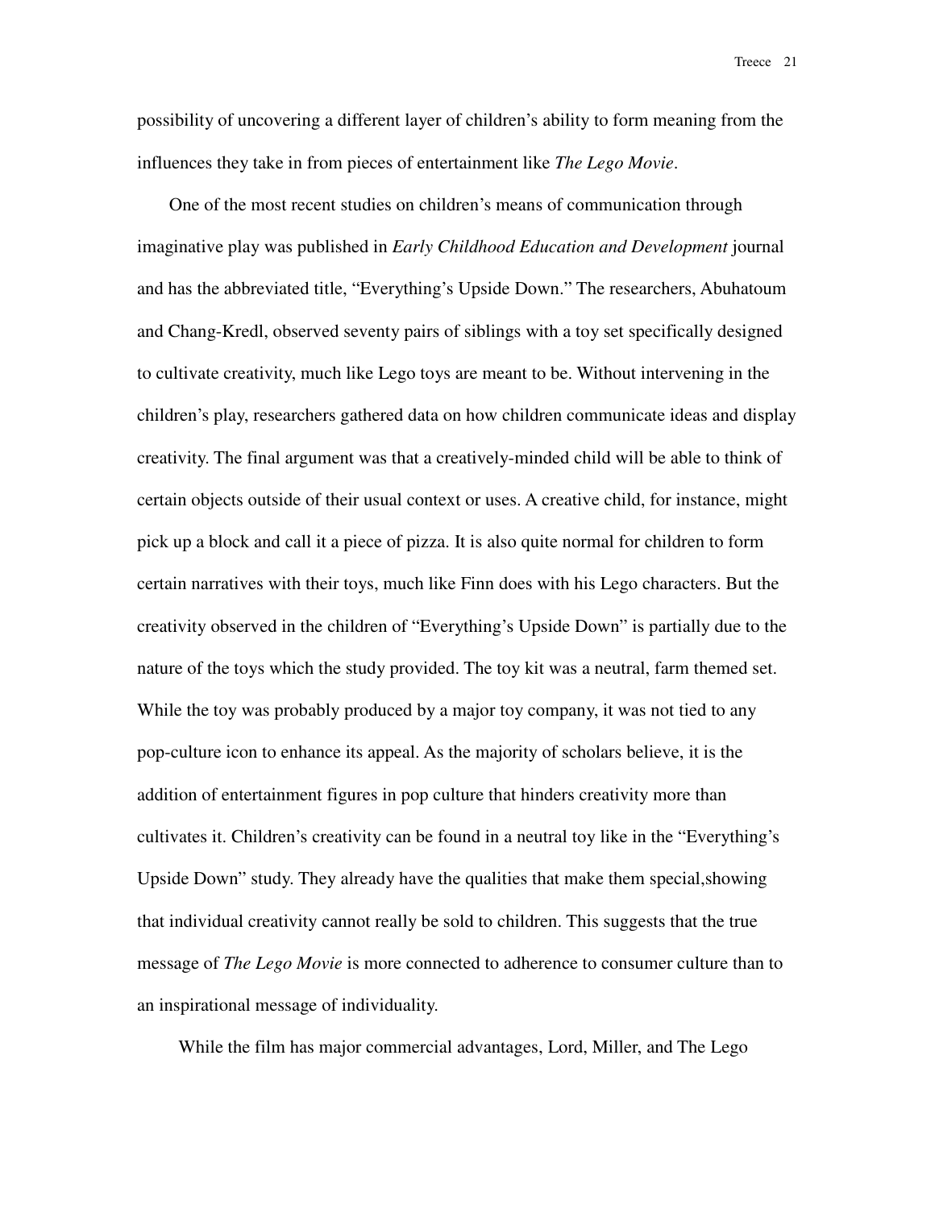possibility of uncovering a different layer of children's ability to form meaning from the influences they take in from pieces of entertainment like *The Lego Movie*.

One of the most recent studies on children's means of communication through imaginative play was published in *Early Childhood Education and Development* journal and has the abbreviated title, "Everything's Upside Down." The researchers, Abuhatoum and Chang-Kredl, observed seventy pairs of siblings with a toy set specifically designed to cultivate creativity, much like Lego toys are meant to be. Without intervening in the children's play, researchers gathered data on how children communicate ideas and display creativity. The final argument was that a creatively-minded child will be able to think of certain objects outside of their usual context or uses. A creative child, for instance, might pick up a block and call it a piece of pizza. It is also quite normal for children to form certain narratives with their toys, much like Finn does with his Lego characters. But the creativity observed in the children of "Everything's Upside Down" is partially due to the nature of the toys which the study provided. The toy kit was a neutral, farm themed set. While the toy was probably produced by a major toy company, it was not tied to any pop-culture icon to enhance its appeal. As the majority of scholars believe, it is the addition of entertainment figures in pop culture that hinders creativity more than cultivates it. Children's creativity can be found in a neutral toy like in the "Everything's Upside Down" study. They already have the qualities that make them special,showing that individual creativity cannot really be sold to children. This suggests that the true message of *The Lego Movie* is more connected to adherence to consumer culture than to an inspirational message of individuality.

While the film has major commercial advantages, Lord, Miller, and The Lego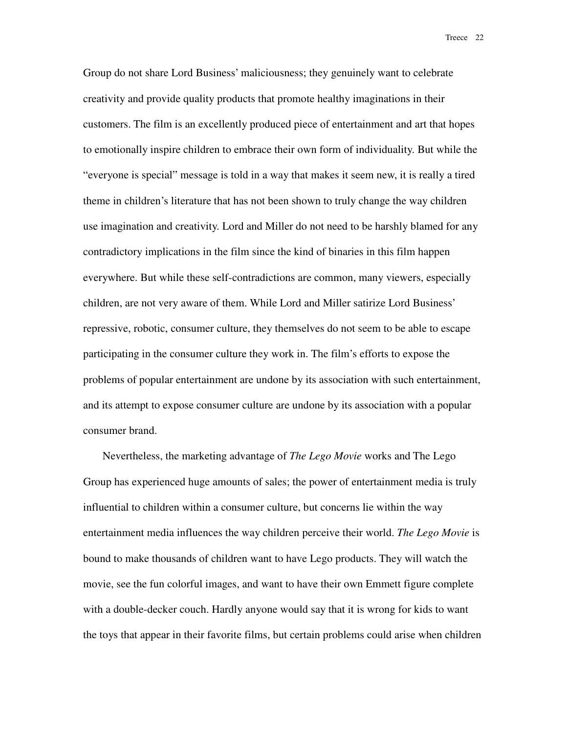Group do not share Lord Business' maliciousness; they genuinely want to celebrate creativity and provide quality products that promote healthy imaginations in their customers. The film is an excellently produced piece of entertainment and art that hopes to emotionally inspire children to embrace their own form of individuality. But while the "everyone is special" message is told in a way that makes it seem new, it is really a tired theme in children's literature that has not been shown to truly change the way children use imagination and creativity. Lord and Miller do not need to be harshly blamed for any contradictory implications in the film since the kind of binaries in this film happen everywhere. But while these self-contradictions are common, many viewers, especially children, are not very aware of them. While Lord and Miller satirize Lord Business' repressive, robotic, consumer culture, they themselves do not seem to be able to escape participating in the consumer culture they work in. The film's efforts to expose the problems of popular entertainment are undone by its association with such entertainment, and its attempt to expose consumer culture are undone by its association with a popular consumer brand.

Nevertheless, the marketing advantage of *The Lego Movie* works and The Lego Group has experienced huge amounts of sales; the power of entertainment media is truly influential to children within a consumer culture, but concerns lie within the way entertainment media influences the way children perceive their world. *The Lego Movie* is bound to make thousands of children want to have Lego products. They will watch the movie, see the fun colorful images, and want to have their own Emmett figure complete with a double-decker couch. Hardly anyone would say that it is wrong for kids to want the toys that appear in their favorite films, but certain problems could arise when children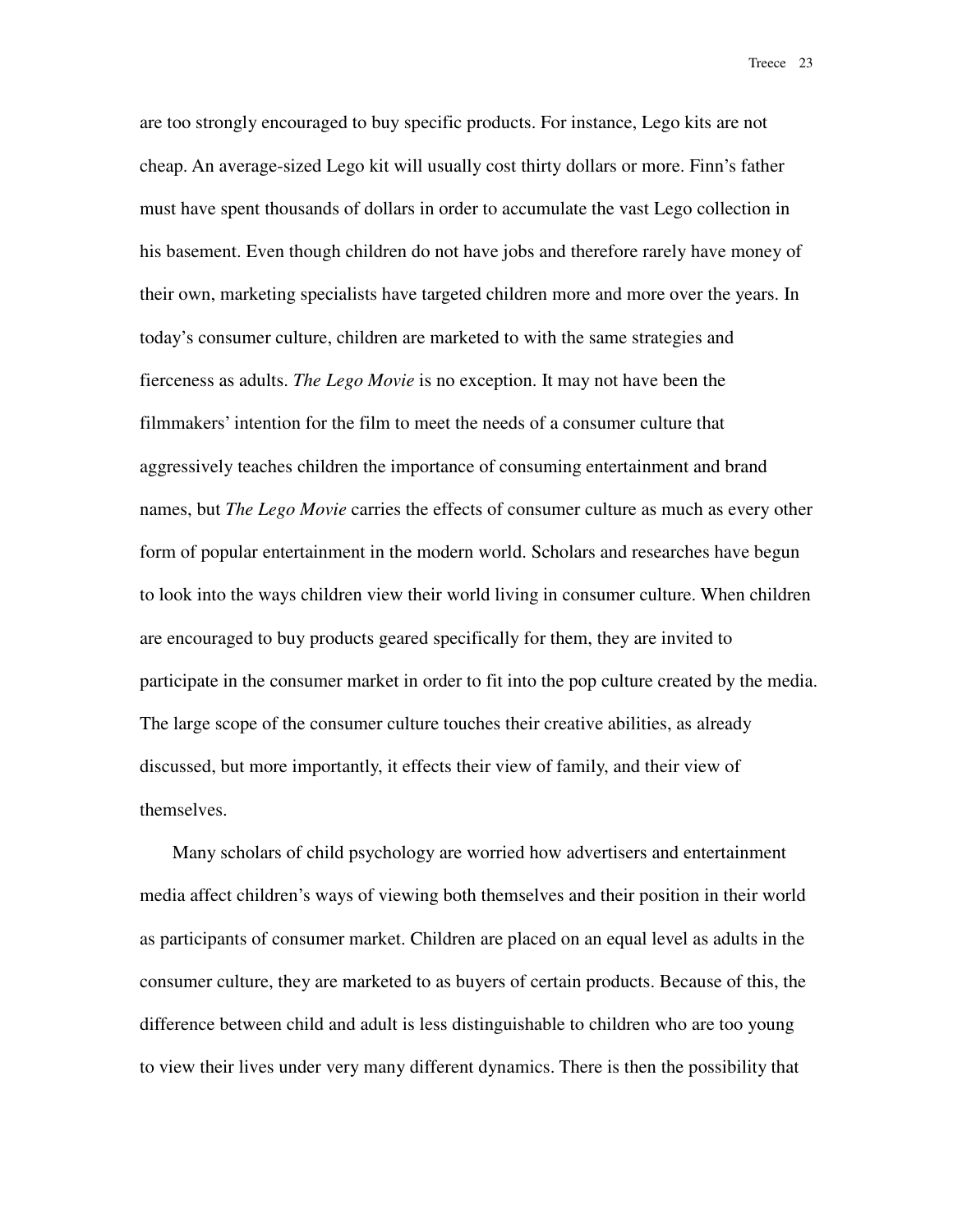are too strongly encouraged to buy specific products. For instance, Lego kits are not cheap. An average-sized Lego kit will usually cost thirty dollars or more. Finn's father must have spent thousands of dollars in order to accumulate the vast Lego collection in his basement. Even though children do not have jobs and therefore rarely have money of their own, marketing specialists have targeted children more and more over the years. In today's consumer culture, children are marketed to with the same strategies and fierceness as adults. *The Lego Movie* is no exception. It may not have been the filmmakers' intention for the film to meet the needs of a consumer culture that aggressively teaches children the importance of consuming entertainment and brand names, but *The Lego Movie* carries the effects of consumer culture as much as every other form of popular entertainment in the modern world. Scholars and researches have begun to look into the ways children view their world living in consumer culture. When children are encouraged to buy products geared specifically for them, they are invited to participate in the consumer market in order to fit into the pop culture created by the media. The large scope of the consumer culture touches their creative abilities, as already discussed, but more importantly, it effects their view of family, and their view of themselves.

Many scholars of child psychology are worried how advertisers and entertainment media affect children's ways of viewing both themselves and their position in their world as participants of consumer market. Children are placed on an equal level as adults in the consumer culture, they are marketed to as buyers of certain products. Because of this, the difference between child and adult is less distinguishable to children who are too young to view their lives under very many different dynamics. There is then the possibility that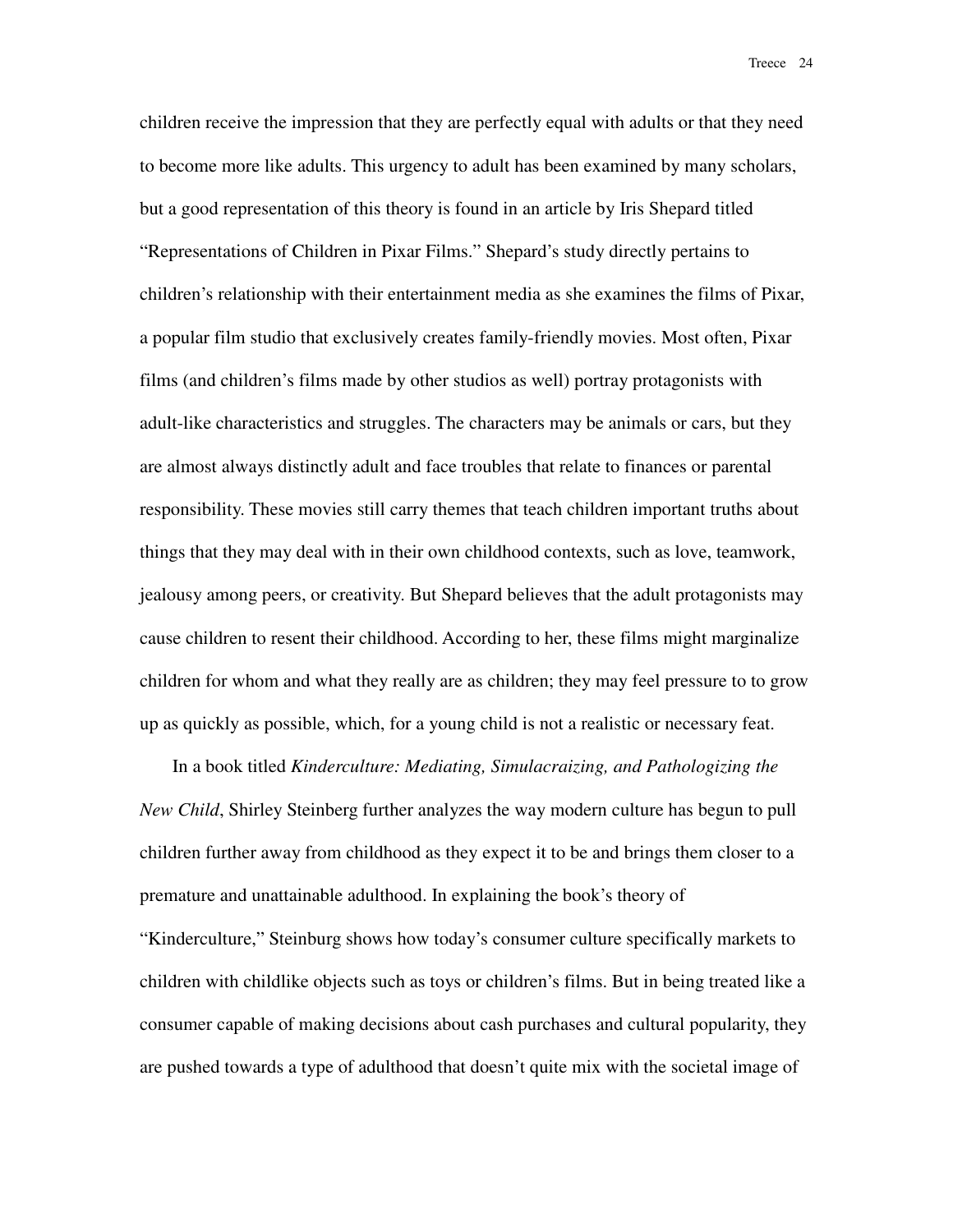children receive the impression that they are perfectly equal with adults or that they need to become more like adults. This urgency to adult has been examined by many scholars, but a good representation of this theory is found in an article by Iris Shepard titled "Representations of Children in Pixar Films." Shepard's study directly pertains to children's relationship with their entertainment media as she examines the films of Pixar, a popular film studio that exclusively creates family-friendly movies. Most often, Pixar films (and children's films made by other studios as well) portray protagonists with adult-like characteristics and struggles. The characters may be animals or cars, but they are almost always distinctly adult and face troubles that relate to finances or parental responsibility. These movies still carry themes that teach children important truths about things that they may deal with in their own childhood contexts, such as love, teamwork, jealousy among peers, or creativity. But Shepard believes that the adult protagonists may cause children to resent their childhood. According to her, these films might marginalize children for whom and what they really are as children; they may feel pressure to to grow up as quickly as possible, which, for a young child is not a realistic or necessary feat.

In a book titled *Kinderculture: Mediating, Simulacraizing, and Pathologizing the New Child*, Shirley Steinberg further analyzes the way modern culture has begun to pull children further away from childhood as they expect it to be and brings them closer to a premature and unattainable adulthood. In explaining the book's theory of "Kinderculture," Steinburg shows how today's consumer culture specifically markets to children with childlike objects such as toys or children's films. But in being treated like a consumer capable of making decisions about cash purchases and cultural popularity, they are pushed towards a type of adulthood that doesn't quite mix with the societal image of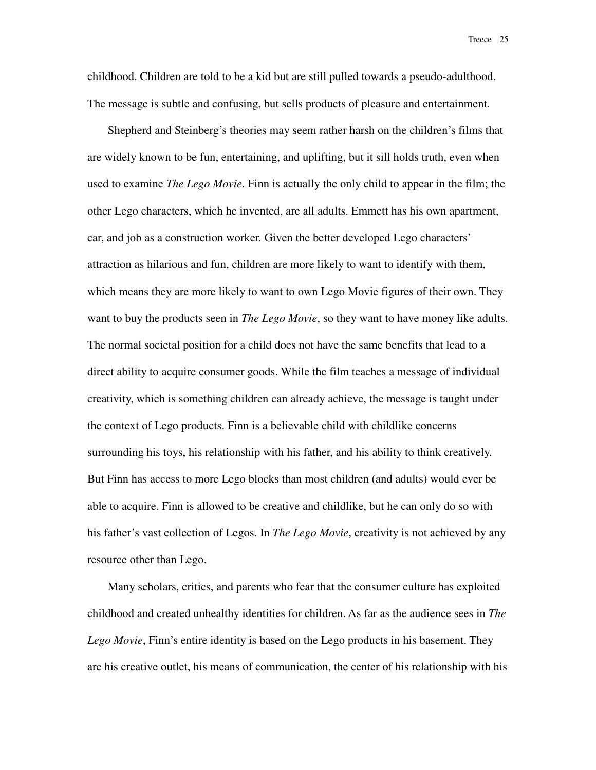childhood. Children are told to be a kid but are still pulled towards a pseudo-adulthood. The message is subtle and confusing, but sells products of pleasure and entertainment.

Shepherd and Steinberg's theories may seem rather harsh on the children's films that are widely known to be fun, entertaining, and uplifting, but it sill holds truth, even when used to examine *The Lego Movie*. Finn is actually the only child to appear in the film; the other Lego characters, which he invented, are all adults. Emmett has his own apartment, car, and job as a construction worker. Given the better developed Lego characters' attraction as hilarious and fun, children are more likely to want to identify with them, which means they are more likely to want to own Lego Movie figures of their own. They want to buy the products seen in *The Lego Movie*, so they want to have money like adults. The normal societal position for a child does not have the same benefits that lead to a direct ability to acquire consumer goods. While the film teaches a message of individual creativity, which is something children can already achieve, the message is taught under the context of Lego products. Finn is a believable child with childlike concerns surrounding his toys, his relationship with his father, and his ability to think creatively. But Finn has access to more Lego blocks than most children (and adults) would ever be able to acquire. Finn is allowed to be creative and childlike, but he can only do so with his father's vast collection of Legos. In *The Lego Movie*, creativity is not achieved by any resource other than Lego.

Many scholars, critics, and parents who fear that the consumer culture has exploited childhood and created unhealthy identities for children. As far as the audience sees in *The Lego Movie*, Finn's entire identity is based on the Lego products in his basement. They are his creative outlet, his means of communication, the center of his relationship with his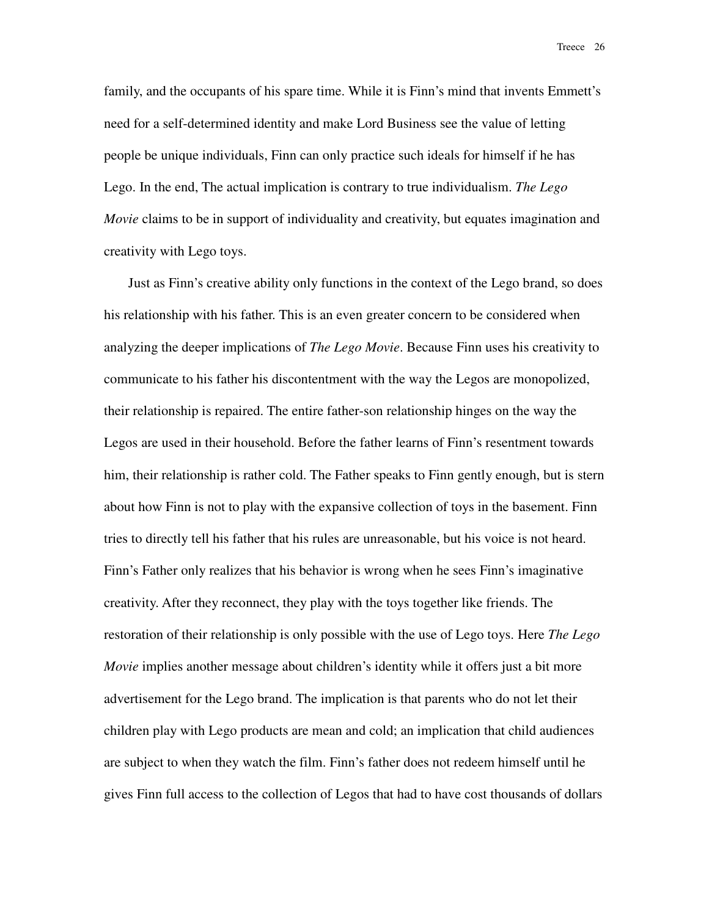family, and the occupants of his spare time. While it is Finn's mind that invents Emmett's need for a self-determined identity and make Lord Business see the value of letting people be unique individuals, Finn can only practice such ideals for himself if he has Lego. In the end, The actual implication is contrary to true individualism. *The Lego Movie* claims to be in support of individuality and creativity, but equates imagination and creativity with Lego toys.

Just as Finn's creative ability only functions in the context of the Lego brand, so does his relationship with his father. This is an even greater concern to be considered when analyzing the deeper implications of *The Lego Movie*. Because Finn uses his creativity to communicate to his father his discontentment with the way the Legos are monopolized, their relationship is repaired. The entire father-son relationship hinges on the way the Legos are used in their household. Before the father learns of Finn's resentment towards him, their relationship is rather cold. The Father speaks to Finn gently enough, but is stern about how Finn is not to play with the expansive collection of toys in the basement. Finn tries to directly tell his father that his rules are unreasonable, but his voice is not heard. Finn's Father only realizes that his behavior is wrong when he sees Finn's imaginative creativity. After they reconnect, they play with the toys together like friends. The restoration of their relationship is only possible with the use of Lego toys. Here *The Lego Movie* implies another message about children's identity while it offers just a bit more advertisement for the Lego brand. The implication is that parents who do not let their children play with Lego products are mean and cold; an implication that child audiences are subject to when they watch the film. Finn's father does not redeem himself until he gives Finn full access to the collection of Legos that had to have cost thousands of dollars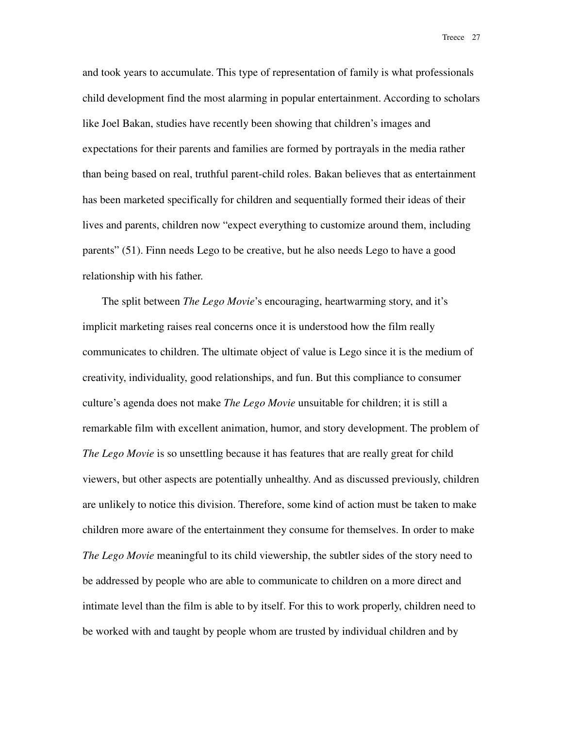and took years to accumulate. This type of representation of family is what professionals child development find the most alarming in popular entertainment. According to scholars like Joel Bakan, studies have recently been showing that children's images and expectations for their parents and families are formed by portrayals in the media rather than being based on real, truthful parent-child roles. Bakan believes that as entertainment has been marketed specifically for children and sequentially formed their ideas of their lives and parents, children now "expect everything to customize around them, including parents" (51). Finn needs Lego to be creative, but he also needs Lego to have a good relationship with his father.

The split between *The Lego Movie*'s encouraging, heartwarming story, and it's implicit marketing raises real concerns once it is understood how the film really communicates to children. The ultimate object of value is Lego since it is the medium of creativity, individuality, good relationships, and fun. But this compliance to consumer culture's agenda does not make *The Lego Movie* unsuitable for children; it is still a remarkable film with excellent animation, humor, and story development. The problem of *The Lego Movie* is so unsettling because it has features that are really great for child viewers, but other aspects are potentially unhealthy. And as discussed previously, children are unlikely to notice this division. Therefore, some kind of action must be taken to make children more aware of the entertainment they consume for themselves. In order to make *The Lego Movie* meaningful to its child viewership, the subtler sides of the story need to be addressed by people who are able to communicate to children on a more direct and intimate level than the film is able to by itself. For this to work properly, children need to be worked with and taught by people whom are trusted by individual children and by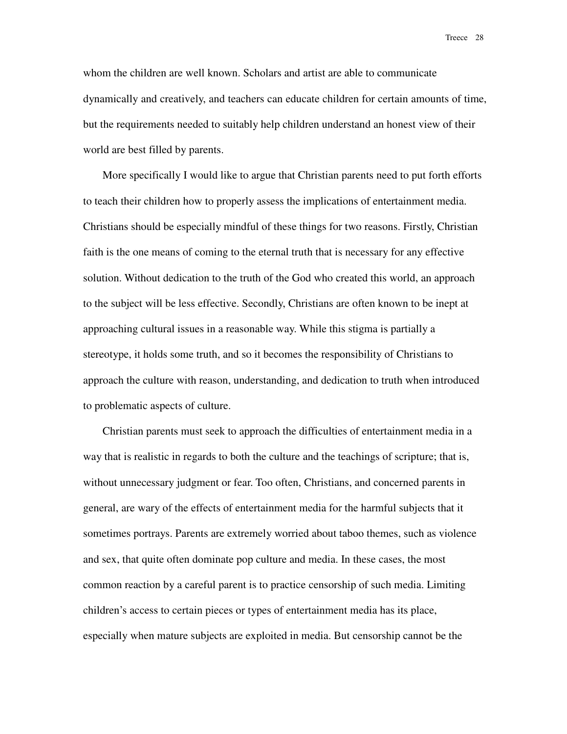whom the children are well known. Scholars and artist are able to communicate dynamically and creatively, and teachers can educate children for certain amounts of time, but the requirements needed to suitably help children understand an honest view of their world are best filled by parents.

More specifically I would like to argue that Christian parents need to put forth efforts to teach their children how to properly assess the implications of entertainment media. Christians should be especially mindful of these things for two reasons. Firstly, Christian faith is the one means of coming to the eternal truth that is necessary for any effective solution. Without dedication to the truth of the God who created this world, an approach to the subject will be less effective. Secondly, Christians are often known to be inept at approaching cultural issues in a reasonable way. While this stigma is partially a stereotype, it holds some truth, and so it becomes the responsibility of Christians to approach the culture with reason, understanding, and dedication to truth when introduced to problematic aspects of culture.

Christian parents must seek to approach the difficulties of entertainment media in a way that is realistic in regards to both the culture and the teachings of scripture; that is, without unnecessary judgment or fear. Too often, Christians, and concerned parents in general, are wary of the effects of entertainment media for the harmful subjects that it sometimes portrays. Parents are extremely worried about taboo themes, such as violence and sex, that quite often dominate pop culture and media. In these cases, the most common reaction by a careful parent is to practice censorship of such media. Limiting children's access to certain pieces or types of entertainment media has its place, especially when mature subjects are exploited in media. But censorship cannot be the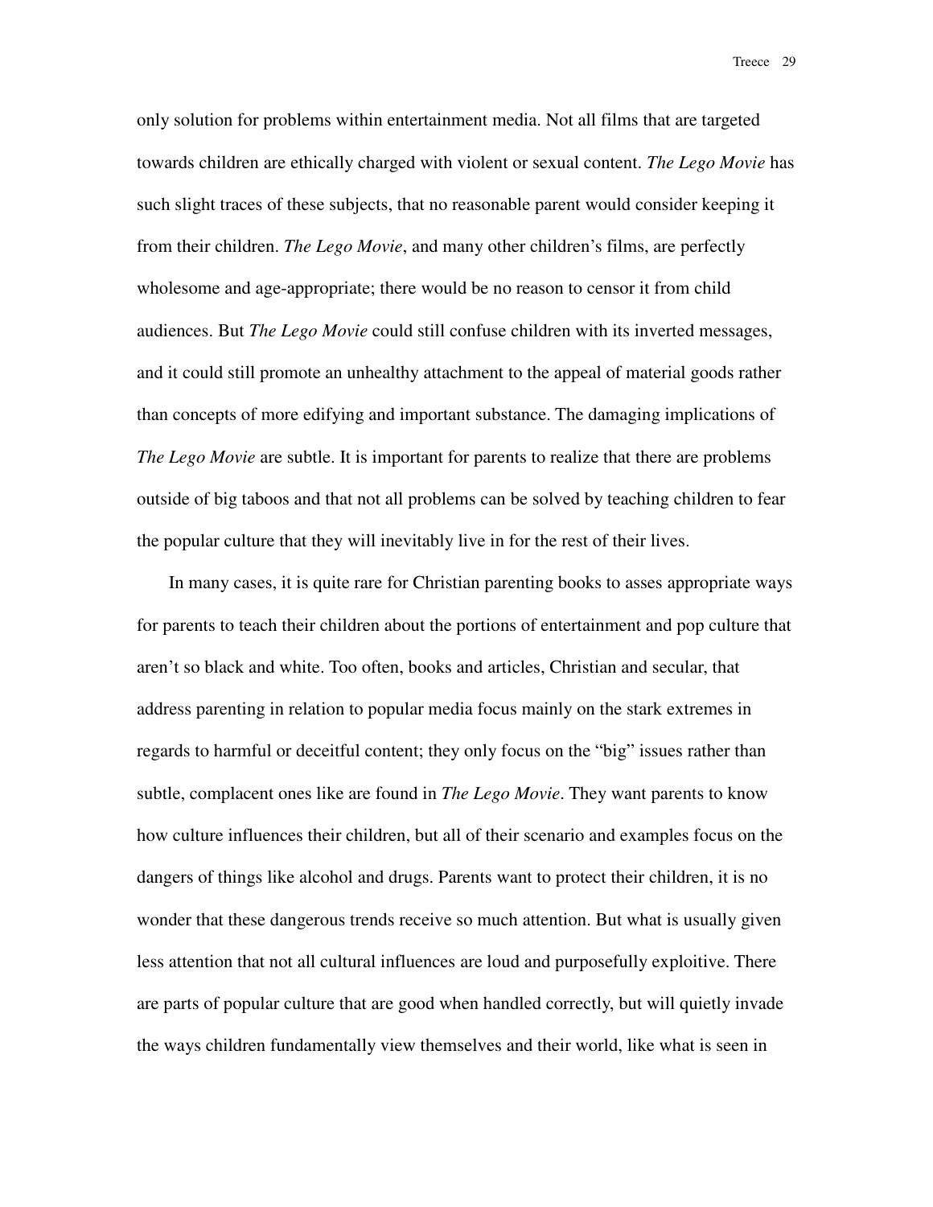only solution for problems within entertainment media. Not all films that are targeted towards children are ethically charged with violent or sexual content. *The Lego Movie* has such slight traces of these subjects, that no reasonable parent would consider keeping it from their children. *The Lego Movie*, and many other children's films, are perfectly wholesome and age-appropriate; there would be no reason to censor it from child audiences. But *The Lego Movie* could still confuse children with its inverted messages, and it could still promote an unhealthy attachment to the appeal of material goods rather than concepts of more edifying and important substance. The damaging implications of *The Lego Movie* are subtle. It is important for parents to realize that there are problems outside of big taboos and that not all problems can be solved by teaching children to fear the popular culture that they will inevitably live in for the rest of their lives.

In many cases, it is quite rare for Christian parenting books to asses appropriate ways for parents to teach their children about the portions of entertainment and pop culture that aren't so black and white. Too often, books and articles, Christian and secular, that address parenting in relation to popular media focus mainly on the stark extremes in regards to harmful or deceitful content; they only focus on the "big" issues rather than subtle, complacent ones like are found in *The Lego Movie*. They want parents to know how culture influences their children, but all of their scenario and examples focus on the dangers of things like alcohol and drugs. Parents want to protect their children, it is no wonder that these dangerous trends receive so much attention. But what is usually given less attention that not all cultural influences are loud and purposefully exploitive. There are parts of popular culture that are good when handled correctly, but will quietly invade the ways children fundamentally view themselves and their world, like what is seen in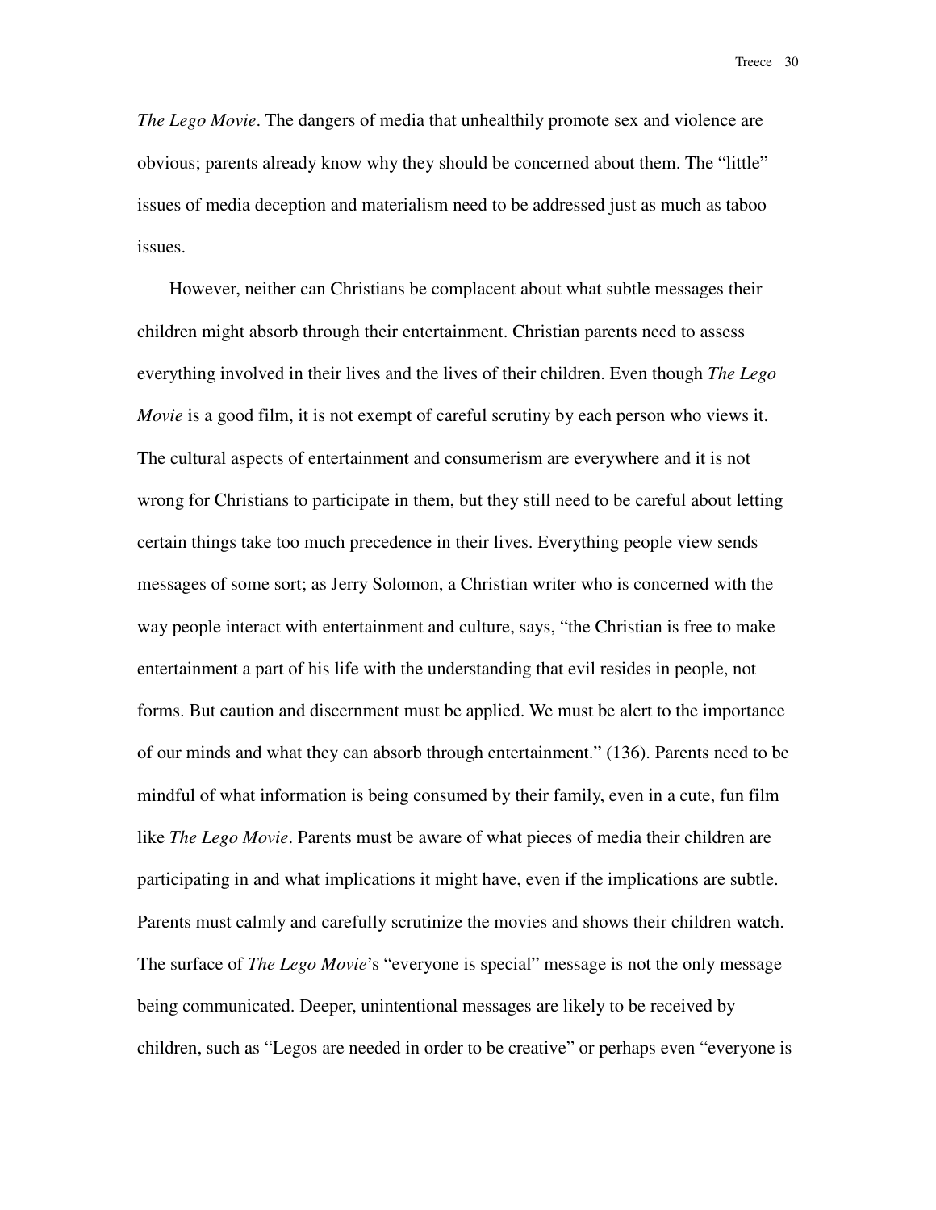*The Lego Movie*. The dangers of media that unhealthily promote sex and violence are obvious; parents already know why they should be concerned about them. The "little" issues of media deception and materialism need to be addressed just as much as taboo issues.

However, neither can Christians be complacent about what subtle messages their children might absorb through their entertainment. Christian parents need to assess everything involved in their lives and the lives of their children. Even though *The Lego Movie* is a good film, it is not exempt of careful scrutiny by each person who views it. The cultural aspects of entertainment and consumerism are everywhere and it is not wrong for Christians to participate in them, but they still need to be careful about letting certain things take too much precedence in their lives. Everything people view sends messages of some sort; as Jerry Solomon, a Christian writer who is concerned with the way people interact with entertainment and culture, says, "the Christian is free to make entertainment a part of his life with the understanding that evil resides in people, not forms. But caution and discernment must be applied. We must be alert to the importance of our minds and what they can absorb through entertainment." (136). Parents need to be mindful of what information is being consumed by their family, even in a cute, fun film like *The Lego Movie*. Parents must be aware of what pieces of media their children are participating in and what implications it might have, even if the implications are subtle. Parents must calmly and carefully scrutinize the movies and shows their children watch. The surface of *The Lego Movie*'s "everyone is special" message is not the only message being communicated. Deeper, unintentional messages are likely to be received by children, such as "Legos are needed in order to be creative" or perhaps even "everyone is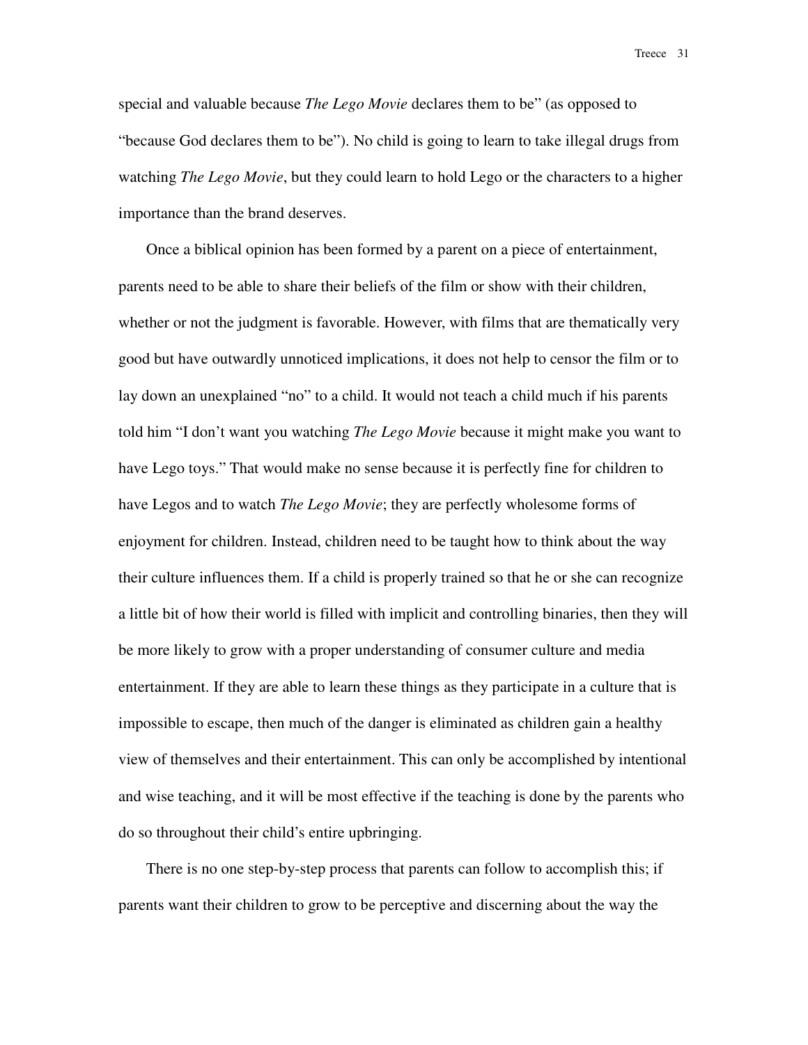special and valuable because *The Lego Movie* declares them to be" (as opposed to "because God declares them to be"). No child is going to learn to take illegal drugs from watching *The Lego Movie*, but they could learn to hold Lego or the characters to a higher importance than the brand deserves.

Once a biblical opinion has been formed by a parent on a piece of entertainment, parents need to be able to share their beliefs of the film or show with their children, whether or not the judgment is favorable. However, with films that are thematically very good but have outwardly unnoticed implications, it does not help to censor the film or to lay down an unexplained "no" to a child. It would not teach a child much if his parents told him "I don't want you watching *The Lego Movie* because it might make you want to have Lego toys." That would make no sense because it is perfectly fine for children to have Legos and to watch *The Lego Movie*; they are perfectly wholesome forms of enjoyment for children. Instead, children need to be taught how to think about the way their culture influences them. If a child is properly trained so that he or she can recognize a little bit of how their world is filled with implicit and controlling binaries, then they will be more likely to grow with a proper understanding of consumer culture and media entertainment. If they are able to learn these things as they participate in a culture that is impossible to escape, then much of the danger is eliminated as children gain a healthy view of themselves and their entertainment. This can only be accomplished by intentional and wise teaching, and it will be most effective if the teaching is done by the parents who do so throughout their child's entire upbringing.

There is no one step-by-step process that parents can follow to accomplish this; if parents want their children to grow to be perceptive and discerning about the way the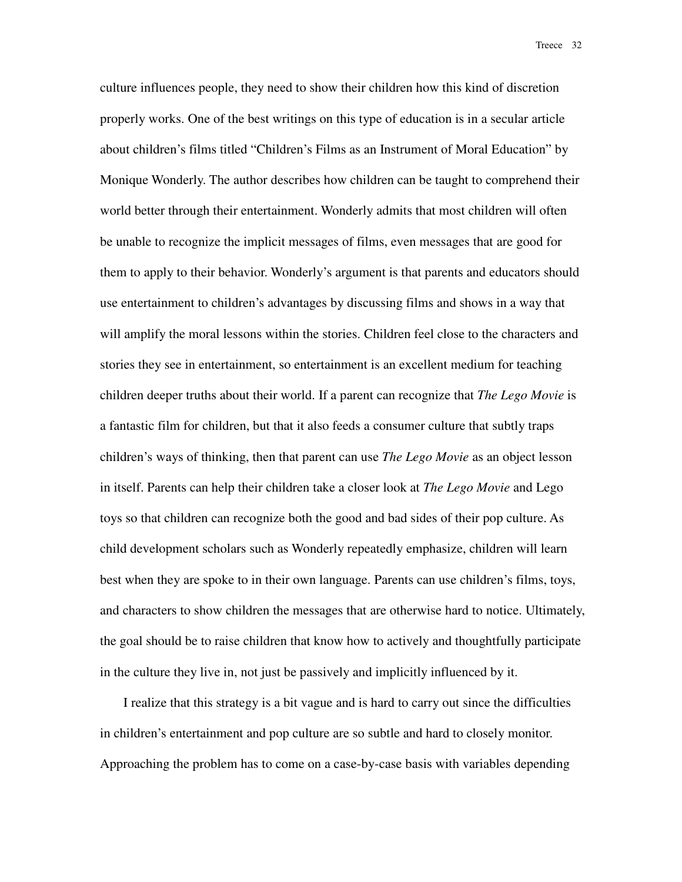culture influences people, they need to show their children how this kind of discretion properly works. One of the best writings on this type of education is in a secular article about children's films titled "Children's Films as an Instrument of Moral Education" by Monique Wonderly. The author describes how children can be taught to comprehend their world better through their entertainment. Wonderly admits that most children will often be unable to recognize the implicit messages of films, even messages that are good for them to apply to their behavior. Wonderly's argument is that parents and educators should use entertainment to children's advantages by discussing films and shows in a way that will amplify the moral lessons within the stories. Children feel close to the characters and stories they see in entertainment, so entertainment is an excellent medium for teaching children deeper truths about their world. If a parent can recognize that *The Lego Movie* is a fantastic film for children, but that it also feeds a consumer culture that subtly traps children's ways of thinking, then that parent can use *The Lego Movie* as an object lesson in itself. Parents can help their children take a closer look at *The Lego Movie* and Lego toys so that children can recognize both the good and bad sides of their pop culture. As child development scholars such as Wonderly repeatedly emphasize, children will learn best when they are spoke to in their own language. Parents can use children's films, toys, and characters to show children the messages that are otherwise hard to notice. Ultimately, the goal should be to raise children that know how to actively and thoughtfully participate in the culture they live in, not just be passively and implicitly influenced by it.

I realize that this strategy is a bit vague and is hard to carry out since the difficulties in children's entertainment and pop culture are so subtle and hard to closely monitor. Approaching the problem has to come on a case-by-case basis with variables depending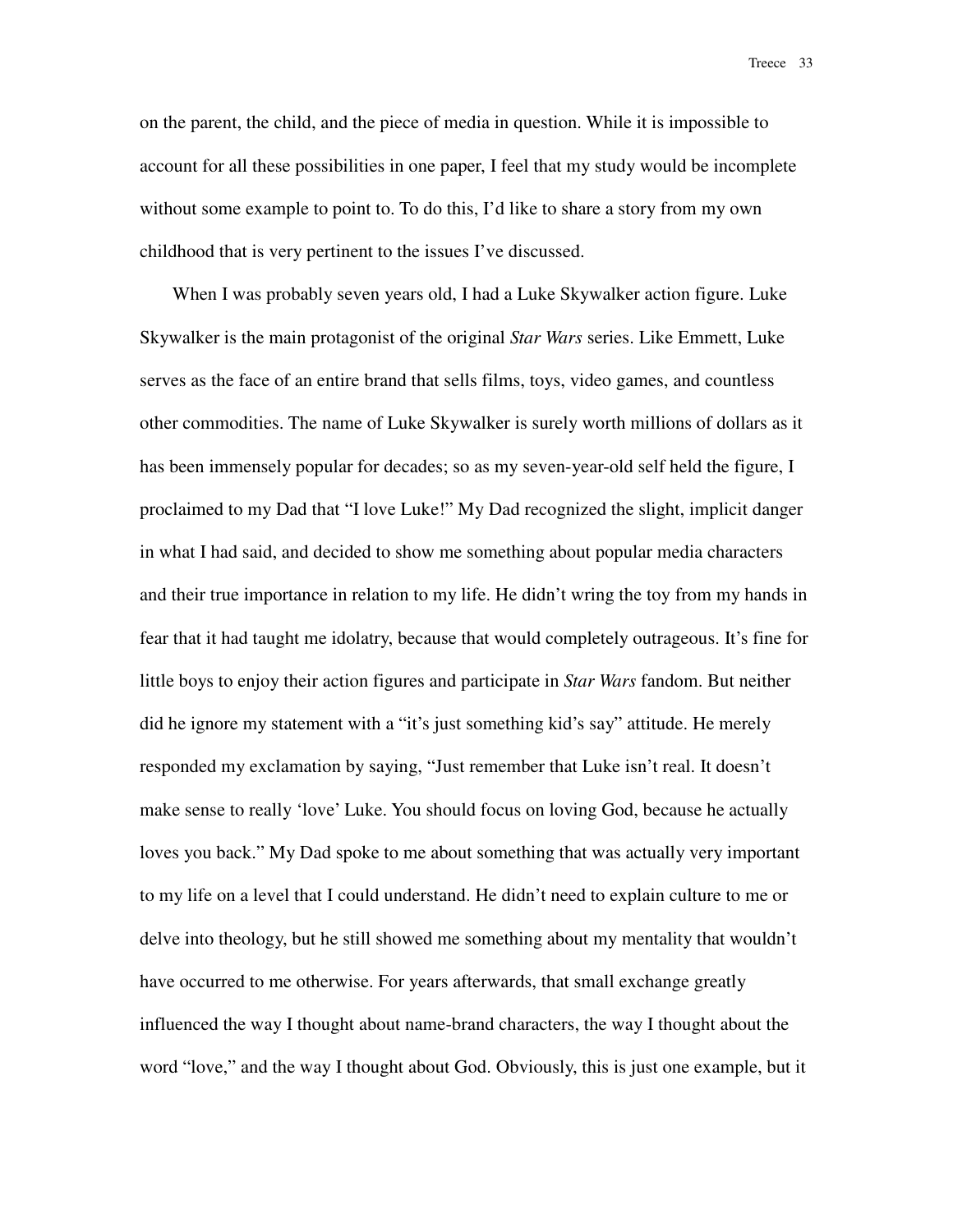on the parent, the child, and the piece of media in question. While it is impossible to account for all these possibilities in one paper, I feel that my study would be incomplete without some example to point to. To do this, I'd like to share a story from my own childhood that is very pertinent to the issues I've discussed.

When I was probably seven years old, I had a Luke Skywalker action figure. Luke Skywalker is the main protagonist of the original *Star Wars* series. Like Emmett, Luke serves as the face of an entire brand that sells films, toys, video games, and countless other commodities. The name of Luke Skywalker is surely worth millions of dollars as it has been immensely popular for decades; so as my seven-year-old self held the figure, I proclaimed to my Dad that "I love Luke!" My Dad recognized the slight, implicit danger in what I had said, and decided to show me something about popular media characters and their true importance in relation to my life. He didn't wring the toy from my hands in fear that it had taught me idolatry, because that would completely outrageous. It's fine for little boys to enjoy their action figures and participate in *Star Wars* fandom. But neither did he ignore my statement with a "it's just something kid's say" attitude. He merely responded my exclamation by saying, "Just remember that Luke isn't real. It doesn't make sense to really 'love' Luke. You should focus on loving God, because he actually loves you back." My Dad spoke to me about something that was actually very important to my life on a level that I could understand. He didn't need to explain culture to me or delve into theology, but he still showed me something about my mentality that wouldn't have occurred to me otherwise. For years afterwards, that small exchange greatly influenced the way I thought about name-brand characters, the way I thought about the word "love," and the way I thought about God. Obviously, this is just one example, but it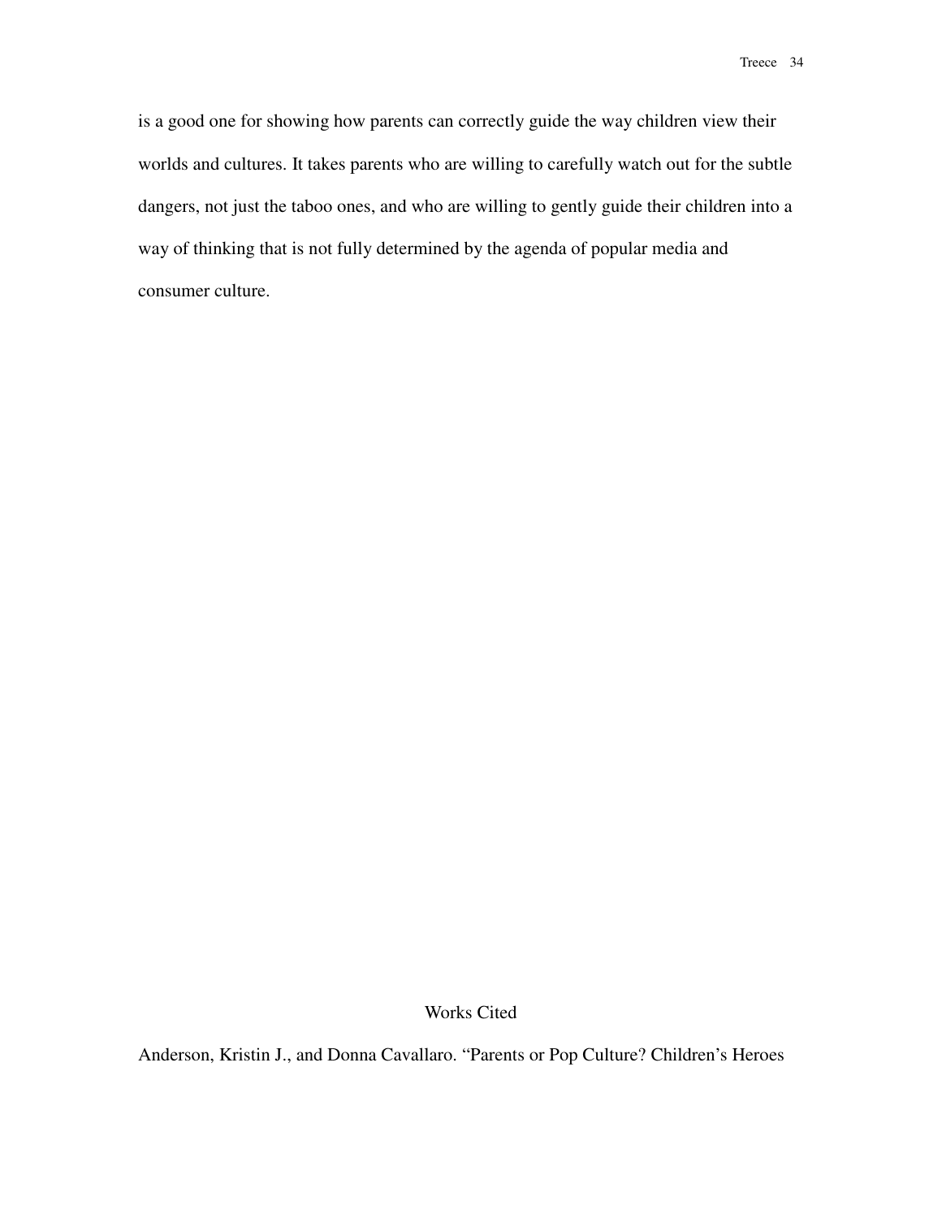is a good one for showing how parents can correctly guide the way children view their worlds and cultures. It takes parents who are willing to carefully watch out for the subtle dangers, not just the taboo ones, and who are willing to gently guide their children into a way of thinking that is not fully determined by the agenda of popular media and consumer culture.

## Works Cited

Anderson, Kristin J., and Donna Cavallaro. "Parents or Pop Culture? Children's Heroes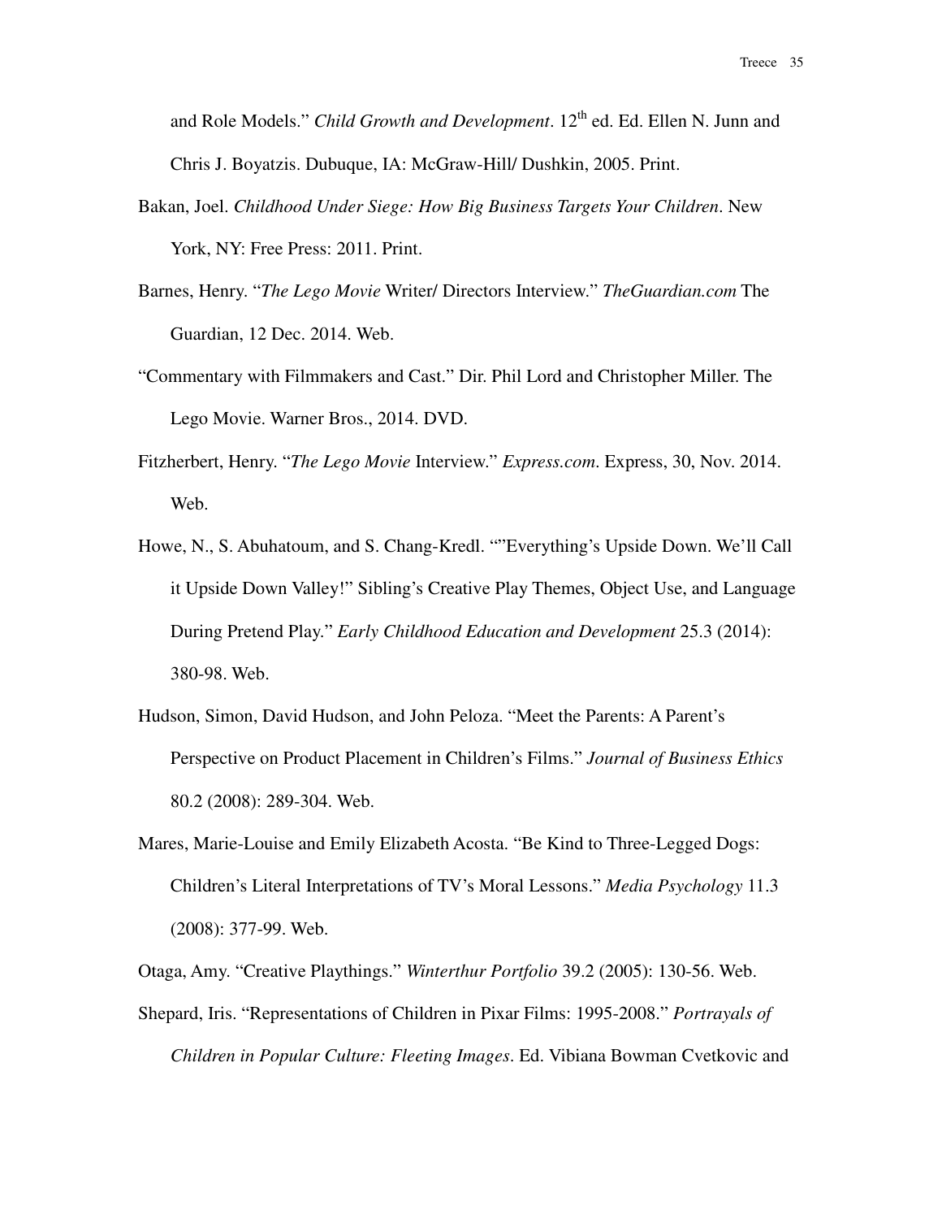and Role Models." *Child Growth and Development*. 12th ed. Ed. Ellen N. Junn and Chris J. Boyatzis. Dubuque, IA: McGraw-Hill/ Dushkin, 2005. Print.

Bakan, Joel. *Childhood Under Siege: How Big Business Targets Your Children*. New York, NY: Free Press: 2011. Print.

Barnes, Henry. "*The Lego Movie* Writer/ Directors Interview." *TheGuardian.com* The Guardian, 12 Dec. 2014. Web.

"Commentary with Filmmakers and Cast." Dir. Phil Lord and Christopher Miller. The Lego Movie. Warner Bros., 2014. DVD.

Fitzherbert, Henry. "*The Lego Movie* Interview." *Express.com*. Express, 30, Nov. 2014. Web.

Howe, N., S. Abuhatoum, and S. Chang-Kredl. ""Everything's Upside Down. We'll Call it Upside Down Valley!" Sibling's Creative Play Themes, Object Use, and Language During Pretend Play." *Early Childhood Education and Development* 25.3 (2014): 380-98. Web.

Hudson, Simon, David Hudson, and John Peloza. "Meet the Parents: A Parent's Perspective on Product Placement in Children's Films." *Journal of Business Ethics* 80.2 (2008): 289-304. Web.

Mares, Marie-Louise and Emily Elizabeth Acosta. "Be Kind to Three-Legged Dogs: Children's Literal Interpretations of TV's Moral Lessons." *Media Psychology* 11.3 (2008): 377-99. Web.

Otaga, Amy. "Creative Playthings." *Winterthur Portfolio* 39.2 (2005): 130-56. Web.

Shepard, Iris. "Representations of Children in Pixar Films: 1995-2008." *Portrayals of Children in Popular Culture: Fleeting Images*. Ed. Vibiana Bowman Cvetkovic and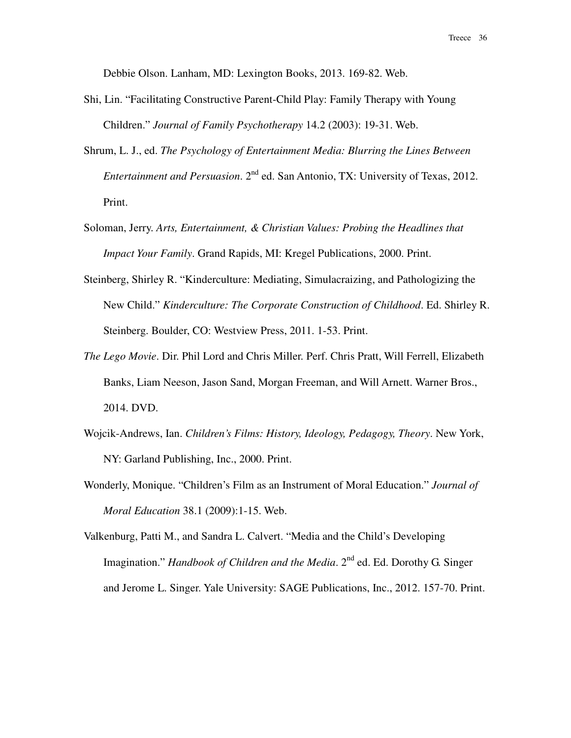Debbie Olson. Lanham, MD: Lexington Books, 2013. 169-82. Web.

Shi, Lin. "Facilitating Constructive Parent-Child Play: Family Therapy with Young Children." *Journal of Family Psychotherapy* 14.2 (2003): 19-31. Web.

Shrum, L. J., ed. *The Psychology of Entertainment Media: Blurring the Lines Between Entertainment and Persuasion*. 2nd ed. San Antonio, TX: University of Texas, 2012. Print.

Soloman, Jerry. *Arts, Entertainment, & Christian Values: Probing the Headlines that Impact Your Family*. Grand Rapids, MI: Kregel Publications, 2000. Print.

Steinberg, Shirley R. "Kinderculture: Mediating, Simulacraizing, and Pathologizing the New Child." *Kinderculture: The Corporate Construction of Childhood*. Ed. Shirley R. Steinberg. Boulder, CO: Westview Press, 2011. 1-53. Print.

*The Lego Movie*. Dir. Phil Lord and Chris Miller. Perf. Chris Pratt, Will Ferrell, Elizabeth Banks, Liam Neeson, Jason Sand, Morgan Freeman, and Will Arnett. Warner Bros., 2014. DVD.

Wojcik-Andrews, Ian. *Children's Films: History, Ideology, Pedagogy, Theory*. New York, NY: Garland Publishing, Inc., 2000. Print.

Wonderly, Monique. "Children's Film as an Instrument of Moral Education." *Journal of Moral Education* 38.1 (2009):1-15. Web.

Valkenburg, Patti M., and Sandra L. Calvert. "Media and the Child's Developing Imagination." *Handbook of Children and the Media*. 2nd ed. Ed. Dorothy G. Singer and Jerome L. Singer. Yale University: SAGE Publications, Inc., 2012. 157-70. Print.